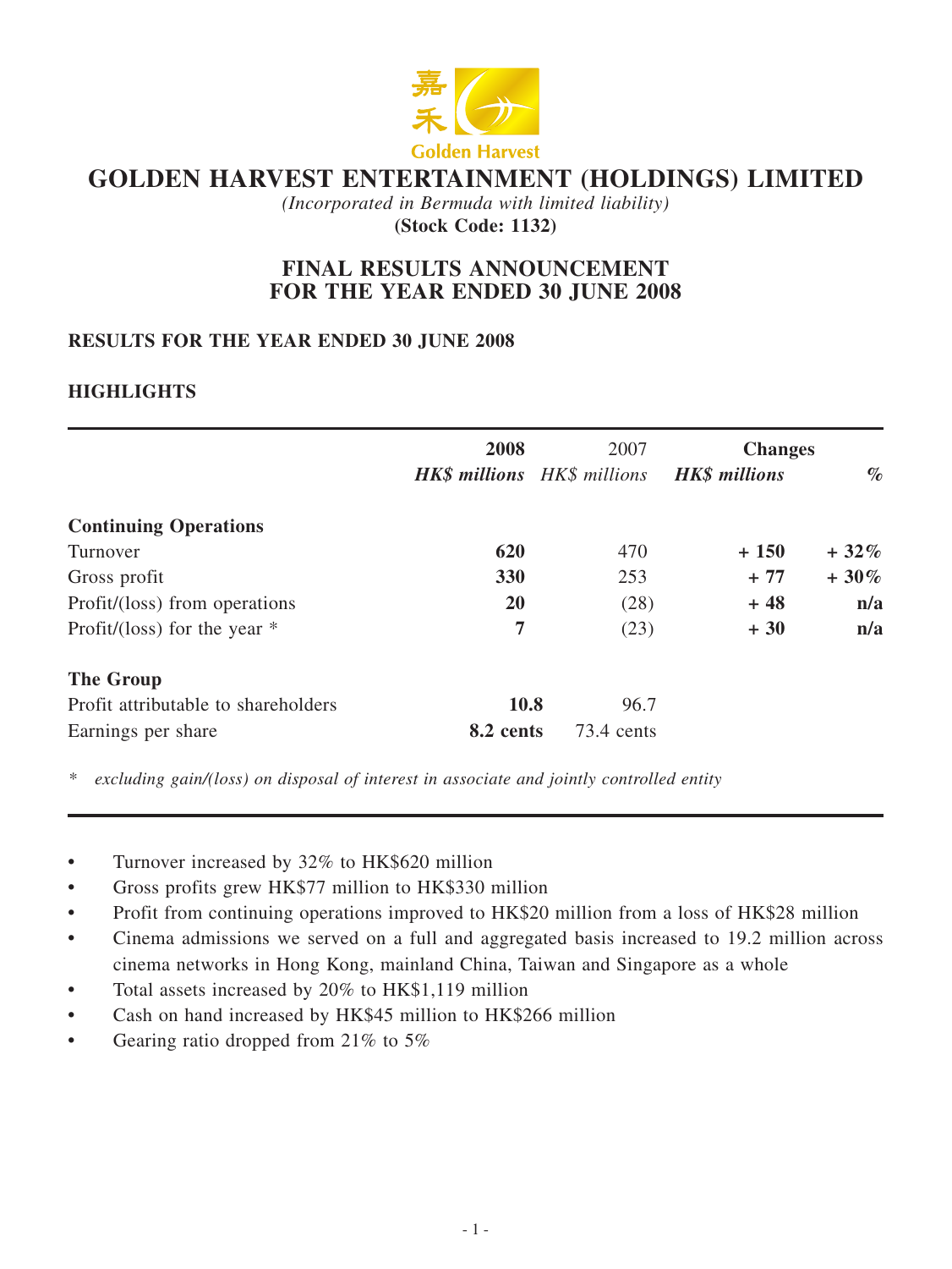# GOLDEN HARVEST ENTERTAINMENT (HOLDINGS) LIMITED

*(Incorporated in Bermuda with limited liability)*

**(Stock Code: 1132)**

## FINAL RESULTS ANNOUNCEMENT FOR THE YEAR ENDED 30 JUNE 2008

### RESULTS FOR THE YEAR ENDED 30 JUNE 2008

### HIGHLIGHTS

| | **2008** | 2007 | **Changes** | |
|---|---|---|---|---|
| | ***HK$ millions*** | *HK$ millions* | ***HK$ millions*** | ***%*** |
| **Continuing Operations** | | | | |
| Turnover | **620** | 470 | **+ 150** | **+ 32%** |
| Gross profit | **330** | 253 | **+ 77** | **+ 30%** |
| Profit/(loss) from operations | **20** | (28) | **+ 48** | **n/a** |
| Profit/(loss) for the year * | **7** | (23) | **+ 30** | **n/a** |
| **The Group** | | | | |
| Profit attributable to shareholders | **10.8** | 96.7 | | |
| Earnings per share | **8.2 cents** | 73.4 cents | | |

\* *excluding gain/(loss) on disposal of interest in associate and jointly controlled entity*

- Turnover increased by 32% to HK$620 million
- Gross profits grew HK$77 million to HK$330 million
- Profit from continuing operations improved to HK$20 million from a loss of HK$28 million
- Cinema admissions we served on a full and aggregated basis increased to 19.2 million across cinema networks in Hong Kong, mainland China, Taiwan and Singapore as a whole
- Total assets increased by 20% to HK$1,119 million
- Cash on hand increased by HK$45 million to HK$266 million
- Gearing ratio dropped from 21% to 5%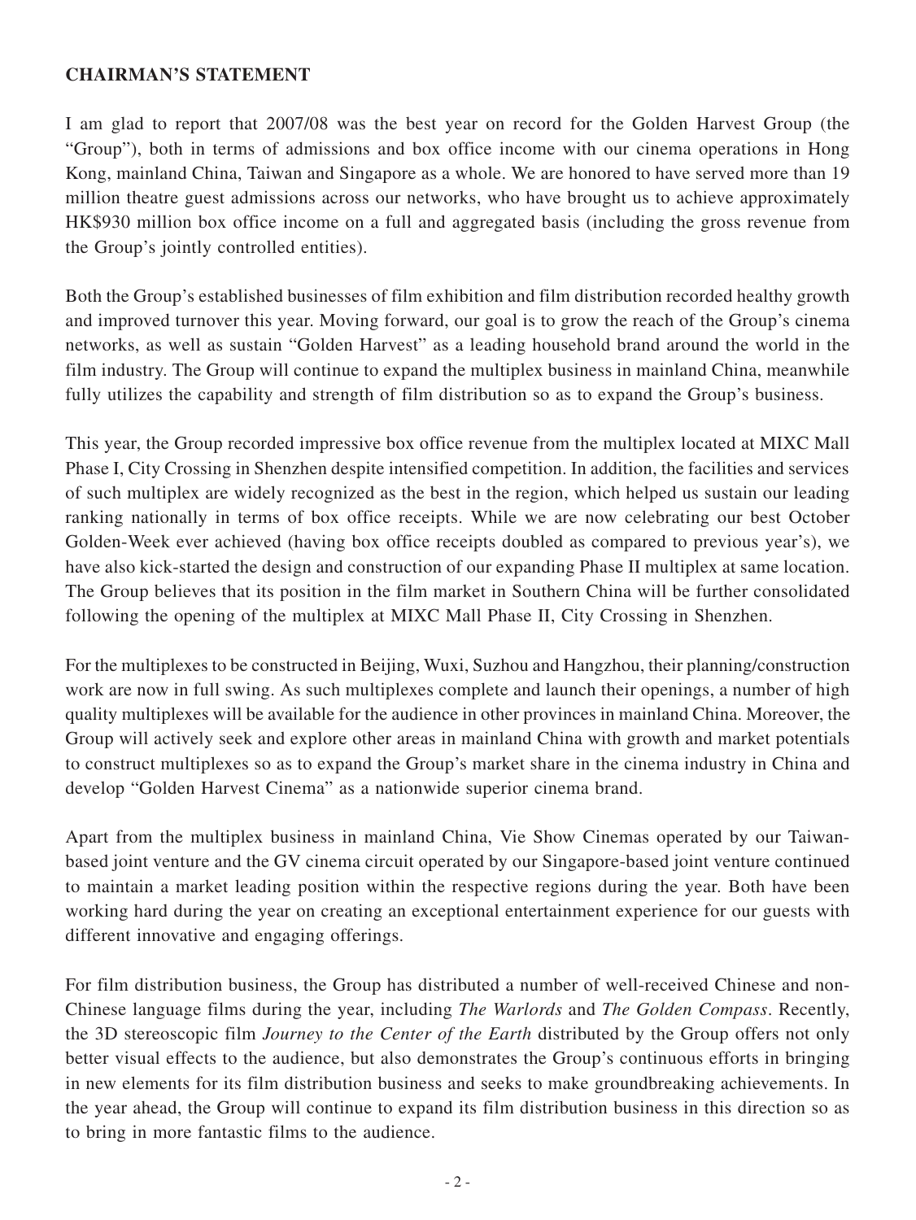## CHAIRMAN'S STATEMENT

I am glad to report that 2007/08 was the best year on record for the Golden Harvest Group (the "Group"), both in terms of admissions and box office income with our cinema operations in Hong Kong, mainland China, Taiwan and Singapore as a whole. We are honored to have served more than 19 million theatre guest admissions across our networks, who have brought us to achieve approximately HK$930 million box office income on a full and aggregated basis (including the gross revenue from the Group's jointly controlled entities).

Both the Group's established businesses of film exhibition and film distribution recorded healthy growth and improved turnover this year. Moving forward, our goal is to grow the reach of the Group's cinema networks, as well as sustain "Golden Harvest" as a leading household brand around the world in the film industry. The Group will continue to expand the multiplex business in mainland China, meanwhile fully utilizes the capability and strength of film distribution so as to expand the Group's business.

This year, the Group recorded impressive box office revenue from the multiplex located at MIXC Mall Phase I, City Crossing in Shenzhen despite intensified competition. In addition, the facilities and services of such multiplex are widely recognized as the best in the region, which helped us sustain our leading ranking nationally in terms of box office receipts. While we are now celebrating our best October Golden-Week ever achieved (having box office receipts doubled as compared to previous year's), we have also kick-started the design and construction of our expanding Phase II multiplex at same location. The Group believes that its position in the film market in Southern China will be further consolidated following the opening of the multiplex at MIXC Mall Phase II, City Crossing in Shenzhen.

For the multiplexes to be constructed in Beijing, Wuxi, Suzhou and Hangzhou, their planning/construction work are now in full swing. As such multiplexes complete and launch their openings, a number of high quality multiplexes will be available for the audience in other provinces in mainland China. Moreover, the Group will actively seek and explore other areas in mainland China with growth and market potentials to construct multiplexes so as to expand the Group's market share in the cinema industry in China and develop "Golden Harvest Cinema" as a nationwide superior cinema brand.

Apart from the multiplex business in mainland China, Vie Show Cinemas operated by our Taiwan-based joint venture and the GV cinema circuit operated by our Singapore-based joint venture continued to maintain a market leading position within the respective regions during the year. Both have been working hard during the year on creating an exceptional entertainment experience for our guests with different innovative and engaging offerings.

For film distribution business, the Group has distributed a number of well-received Chinese and non-Chinese language films during the year, including *The Warlords* and *The Golden Compass*. Recently, the 3D stereoscopic film *Journey to the Center of the Earth* distributed by the Group offers not only better visual effects to the audience, but also demonstrates the Group's continuous efforts in bringing in new elements for its film distribution business and seeks to make groundbreaking achievements. In the year ahead, the Group will continue to expand its film distribution business in this direction so as to bring in more fantastic films to the audience.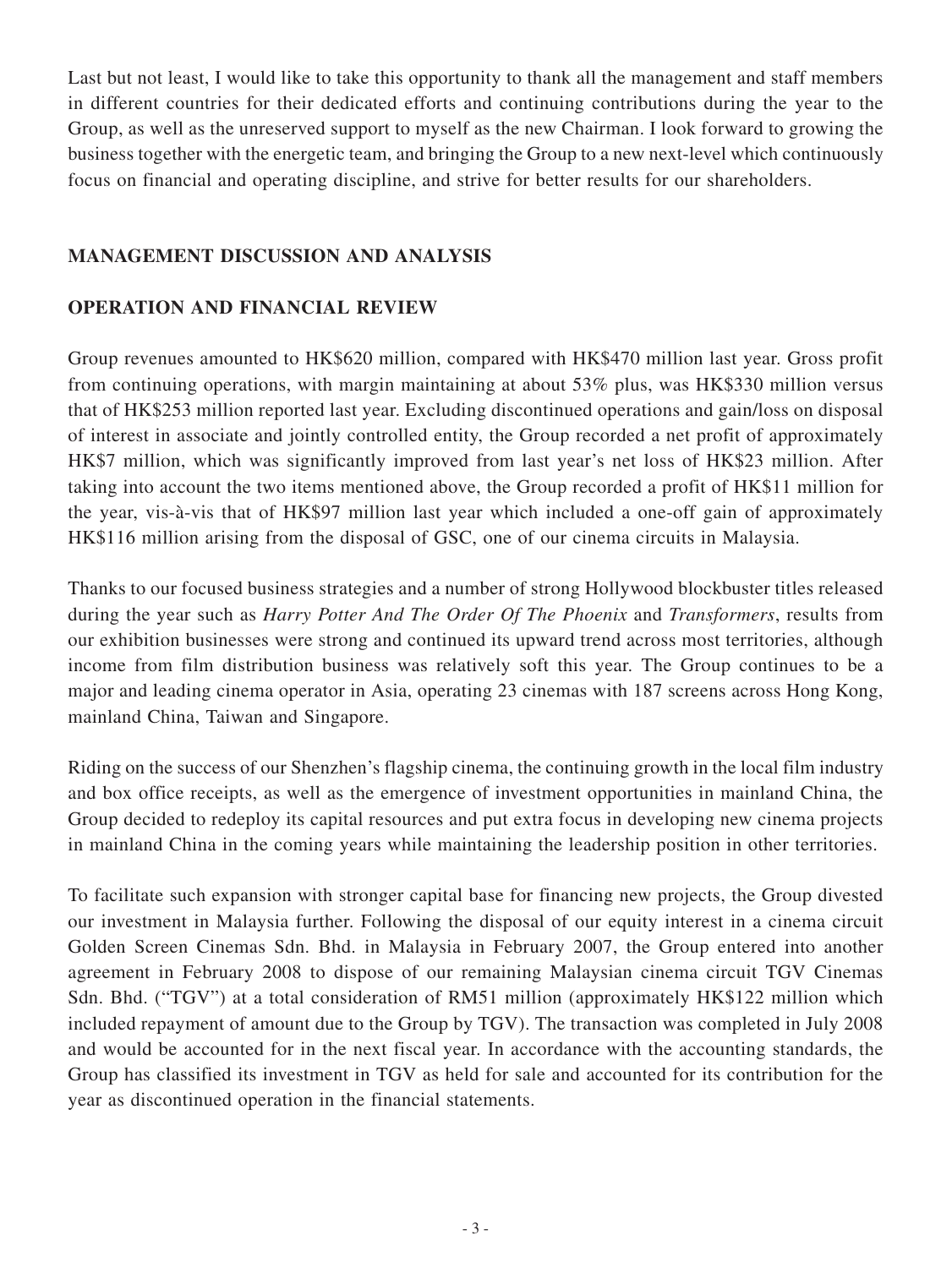Last but not least, I would like to take this opportunity to thank all the management and staff members in different countries for their dedicated efforts and continuing contributions during the year to the Group, as well as the unreserved support to myself as the new Chairman. I look forward to growing the business together with the energetic team, and bringing the Group to a new next-level which continuously focus on financial and operating discipline, and strive for better results for our shareholders.

## MANAGEMENT DISCUSSION AND ANALYSIS

### OPERATION AND FINANCIAL REVIEW

Group revenues amounted to HK$620 million, compared with HK$470 million last year. Gross profit from continuing operations, with margin maintaining at about 53% plus, was HK$330 million versus that of HK$253 million reported last year. Excluding discontinued operations and gain/loss on disposal of interest in associate and jointly controlled entity, the Group recorded a net profit of approximately HK$7 million, which was significantly improved from last year's net loss of HK$23 million. After taking into account the two items mentioned above, the Group recorded a profit of HK$11 million for the year, vis-à-vis that of HK$97 million last year which included a one-off gain of approximately HK$116 million arising from the disposal of GSC, one of our cinema circuits in Malaysia.

Thanks to our focused business strategies and a number of strong Hollywood blockbuster titles released during the year such as *Harry Potter And The Order Of The Phoenix* and *Transformers*, results from our exhibition businesses were strong and continued its upward trend across most territories, although income from film distribution business was relatively soft this year. The Group continues to be a major and leading cinema operator in Asia, operating 23 cinemas with 187 screens across Hong Kong, mainland China, Taiwan and Singapore.

Riding on the success of our Shenzhen's flagship cinema, the continuing growth in the local film industry and box office receipts, as well as the emergence of investment opportunities in mainland China, the Group decided to redeploy its capital resources and put extra focus in developing new cinema projects in mainland China in the coming years while maintaining the leadership position in other territories.

To facilitate such expansion with stronger capital base for financing new projects, the Group divested our investment in Malaysia further. Following the disposal of our equity interest in a cinema circuit Golden Screen Cinemas Sdn. Bhd. in Malaysia in February 2007, the Group entered into another agreement in February 2008 to dispose of our remaining Malaysian cinema circuit TGV Cinemas Sdn. Bhd. ("TGV") at a total consideration of RM51 million (approximately HK$122 million which included repayment of amount due to the Group by TGV). The transaction was completed in July 2008 and would be accounted for in the next fiscal year. In accordance with the accounting standards, the Group has classified its investment in TGV as held for sale and accounted for its contribution for the year as discontinued operation in the financial statements.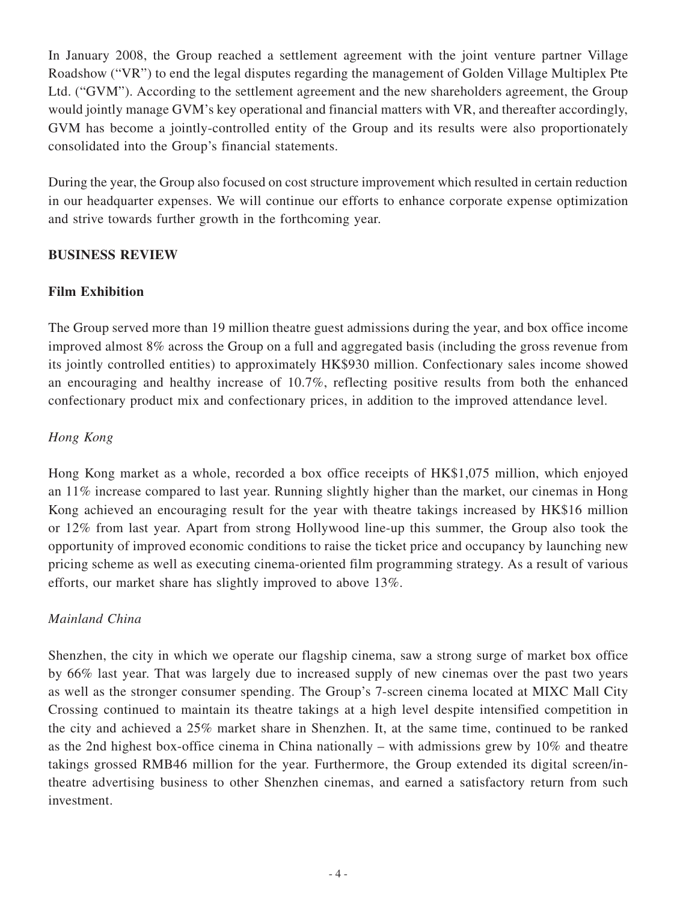In January 2008, the Group reached a settlement agreement with the joint venture partner Village Roadshow ("VR") to end the legal disputes regarding the management of Golden Village Multiplex Pte Ltd. ("GVM"). According to the settlement agreement and the new shareholders agreement, the Group would jointly manage GVM's key operational and financial matters with VR, and thereafter accordingly, GVM has become a jointly-controlled entity of the Group and its results were also proportionately consolidated into the Group's financial statements.

During the year, the Group also focused on cost structure improvement which resulted in certain reduction in our headquarter expenses. We will continue our efforts to enhance corporate expense optimization and strive towards further growth in the forthcoming year.

## BUSINESS REVIEW

### Film Exhibition

The Group served more than 19 million theatre guest admissions during the year, and box office income improved almost 8% across the Group on a full and aggregated basis (including the gross revenue from its jointly controlled entities) to approximately HK$930 million. Confectionary sales income showed an encouraging and healthy increase of 10.7%, reflecting positive results from both the enhanced confectionary product mix and confectionary prices, in addition to the improved attendance level.

*Hong Kong*

Hong Kong market as a whole, recorded a box office receipts of HK$1,075 million, which enjoyed an 11% increase compared to last year. Running slightly higher than the market, our cinemas in Hong Kong achieved an encouraging result for the year with theatre takings increased by HK$16 million or 12% from last year. Apart from strong Hollywood line-up this summer, the Group also took the opportunity of improved economic conditions to raise the ticket price and occupancy by launching new pricing scheme as well as executing cinema-oriented film programming strategy. As a result of various efforts, our market share has slightly improved to above 13%.

*Mainland China*

Shenzhen, the city in which we operate our flagship cinema, saw a strong surge of market box office by 66% last year. That was largely due to increased supply of new cinemas over the past two years as well as the stronger consumer spending. The Group's 7-screen cinema located at MIXC Mall City Crossing continued to maintain its theatre takings at a high level despite intensified competition in the city and achieved a 25% market share in Shenzhen. It, at the same time, continued to be ranked as the 2nd highest box-office cinema in China nationally – with admissions grew by 10% and theatre takings grossed RMB46 million for the year. Furthermore, the Group extended its digital screen/in-theatre advertising business to other Shenzhen cinemas, and earned a satisfactory return from such investment.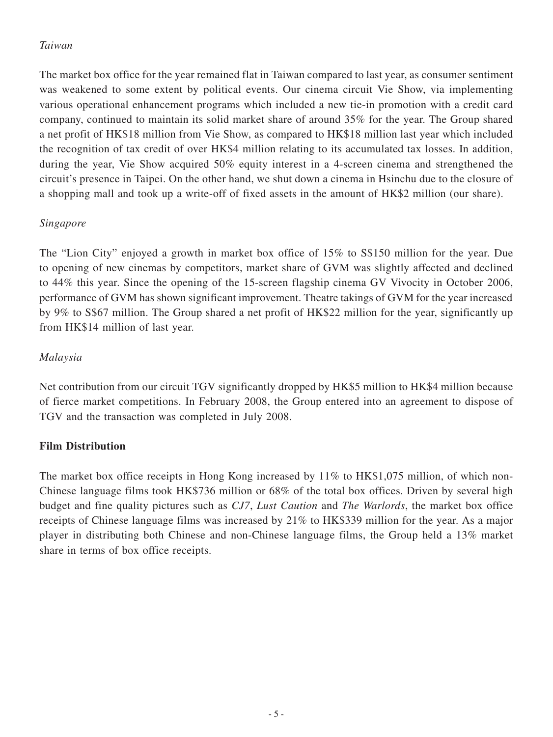*Taiwan*

The market box office for the year remained flat in Taiwan compared to last year, as consumer sentiment was weakened to some extent by political events. Our cinema circuit Vie Show, via implementing various operational enhancement programs which included a new tie-in promotion with a credit card company, continued to maintain its solid market share of around 35% for the year. The Group shared a net profit of HK$18 million from Vie Show, as compared to HK$18 million last year which included the recognition of tax credit of over HK$4 million relating to its accumulated tax losses. In addition, during the year, Vie Show acquired 50% equity interest in a 4-screen cinema and strengthened the circuit's presence in Taipei. On the other hand, we shut down a cinema in Hsinchu due to the closure of a shopping mall and took up a write-off of fixed assets in the amount of HK$2 million (our share).

*Singapore*

The "Lion City" enjoyed a growth in market box office of 15% to S$150 million for the year. Due to opening of new cinemas by competitors, market share of GVM was slightly affected and declined to 44% this year. Since the opening of the 15-screen flagship cinema GV Vivocity in October 2006, performance of GVM has shown significant improvement. Theatre takings of GVM for the year increased by 9% to S$67 million. The Group shared a net profit of HK$22 million for the year, significantly up from HK$14 million of last year.

*Malaysia*

Net contribution from our circuit TGV significantly dropped by HK$5 million to HK$4 million because of fierce market competitions. In February 2008, the Group entered into an agreement to dispose of TGV and the transaction was completed in July 2008.

**Film Distribution**

The market box office receipts in Hong Kong increased by 11% to HK$1,075 million, of which non-Chinese language films took HK$736 million or 68% of the total box offices. Driven by several high budget and fine quality pictures such as *CJ7*, *Lust Caution* and *The Warlords*, the market box office receipts of Chinese language films was increased by 21% to HK$339 million for the year. As a major player in distributing both Chinese and non-Chinese language films, the Group held a 13% market share in terms of box office receipts.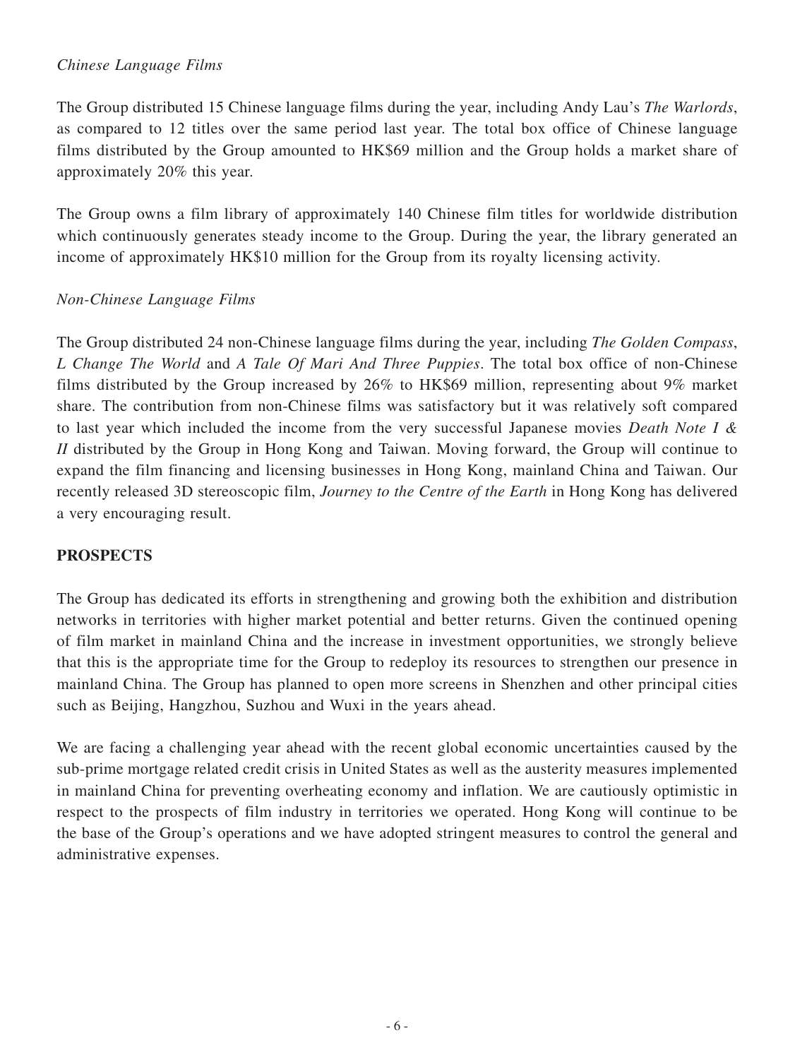*Chinese Language Films*

The Group distributed 15 Chinese language films during the year, including Andy Lau's *The Warlords*, as compared to 12 titles over the same period last year. The total box office of Chinese language films distributed by the Group amounted to HK$69 million and the Group holds a market share of approximately 20% this year.

The Group owns a film library of approximately 140 Chinese film titles for worldwide distribution which continuously generates steady income to the Group. During the year, the library generated an income of approximately HK$10 million for the Group from its royalty licensing activity.

*Non-Chinese Language Films*

The Group distributed 24 non-Chinese language films during the year, including *The Golden Compass*, *L Change The World* and *A Tale Of Mari And Three Puppies*. The total box office of non-Chinese films distributed by the Group increased by 26% to HK$69 million, representing about 9% market share. The contribution from non-Chinese films was satisfactory but it was relatively soft compared to last year which included the income from the very successful Japanese movies *Death Note I & II* distributed by the Group in Hong Kong and Taiwan. Moving forward, the Group will continue to expand the film financing and licensing businesses in Hong Kong, mainland China and Taiwan. Our recently released 3D stereoscopic film, *Journey to the Centre of the Earth* in Hong Kong has delivered a very encouraging result.

## PROSPECTS

The Group has dedicated its efforts in strengthening and growing both the exhibition and distribution networks in territories with higher market potential and better returns. Given the continued opening of film market in mainland China and the increase in investment opportunities, we strongly believe that this is the appropriate time for the Group to redeploy its resources to strengthen our presence in mainland China. The Group has planned to open more screens in Shenzhen and other principal cities such as Beijing, Hangzhou, Suzhou and Wuxi in the years ahead.

We are facing a challenging year ahead with the recent global economic uncertainties caused by the sub-prime mortgage related credit crisis in United States as well as the austerity measures implemented in mainland China for preventing overheating economy and inflation. We are cautiously optimistic in respect to the prospects of film industry in territories we operated. Hong Kong will continue to be the base of the Group's operations and we have adopted stringent measures to control the general and administrative expenses.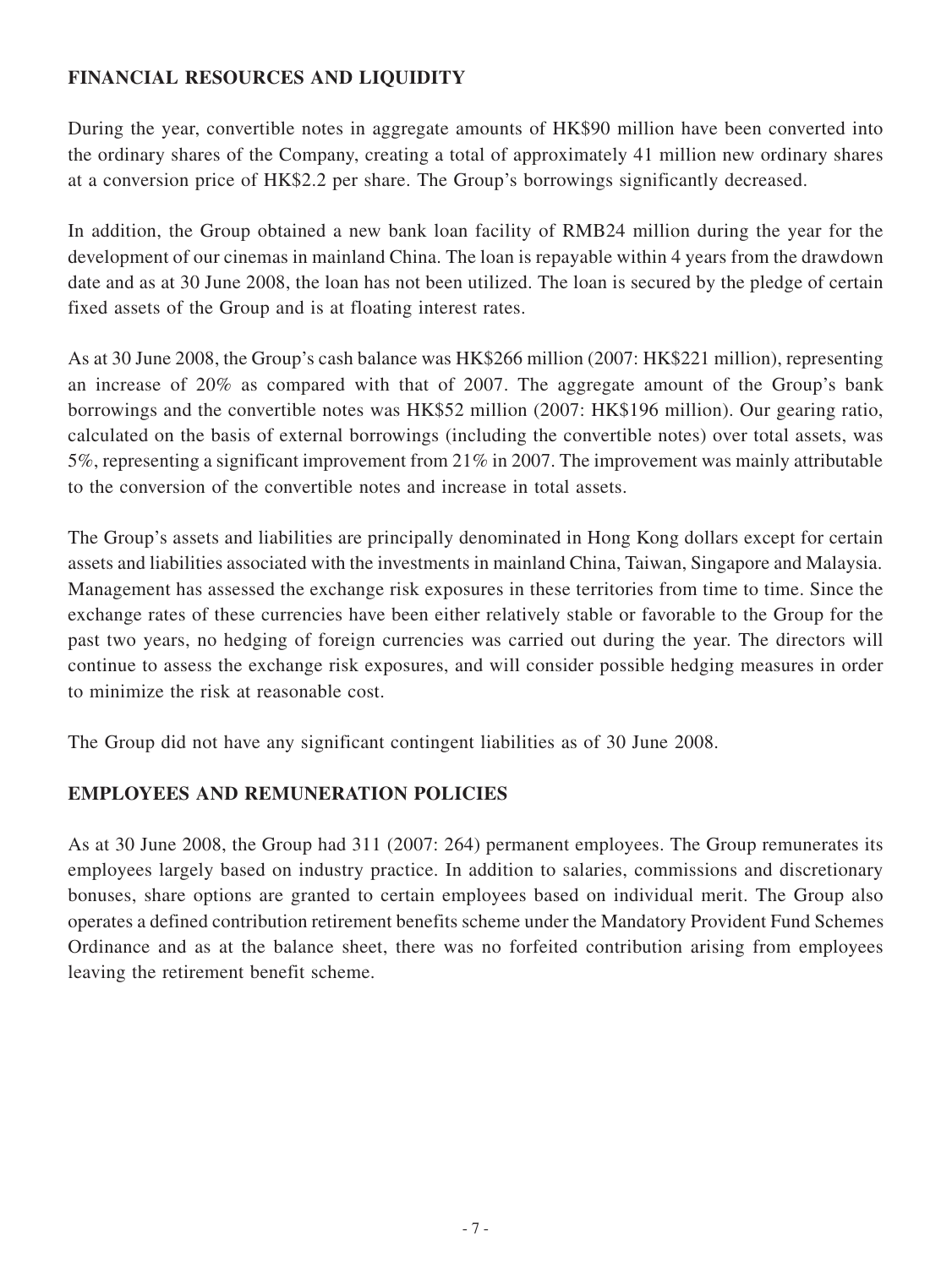## FINANCIAL RESOURCES AND LIQUIDITY

During the year, convertible notes in aggregate amounts of HK$90 million have been converted into the ordinary shares of the Company, creating a total of approximately 41 million new ordinary shares at a conversion price of HK$2.2 per share. The Group's borrowings significantly decreased.

In addition, the Group obtained a new bank loan facility of RMB24 million during the year for the development of our cinemas in mainland China. The loan is repayable within 4 years from the drawdown date and as at 30 June 2008, the loan has not been utilized. The loan is secured by the pledge of certain fixed assets of the Group and is at floating interest rates.

As at 30 June 2008, the Group's cash balance was HK$266 million (2007: HK$221 million), representing an increase of 20% as compared with that of 2007. The aggregate amount of the Group's bank borrowings and the convertible notes was HK$52 million (2007: HK$196 million). Our gearing ratio, calculated on the basis of external borrowings (including the convertible notes) over total assets, was 5%, representing a significant improvement from 21% in 2007. The improvement was mainly attributable to the conversion of the convertible notes and increase in total assets.

The Group's assets and liabilities are principally denominated in Hong Kong dollars except for certain assets and liabilities associated with the investments in mainland China, Taiwan, Singapore and Malaysia. Management has assessed the exchange risk exposures in these territories from time to time. Since the exchange rates of these currencies have been either relatively stable or favorable to the Group for the past two years, no hedging of foreign currencies was carried out during the year. The directors will continue to assess the exchange risk exposures, and will consider possible hedging measures in order to minimize the risk at reasonable cost.

The Group did not have any significant contingent liabilities as of 30 June 2008.

## EMPLOYEES AND REMUNERATION POLICIES

As at 30 June 2008, the Group had 311 (2007: 264) permanent employees. The Group remunerates its employees largely based on industry practice. In addition to salaries, commissions and discretionary bonuses, share options are granted to certain employees based on individual merit. The Group also operates a defined contribution retirement benefits scheme under the Mandatory Provident Fund Schemes Ordinance and as at the balance sheet, there was no forfeited contribution arising from employees leaving the retirement benefit scheme.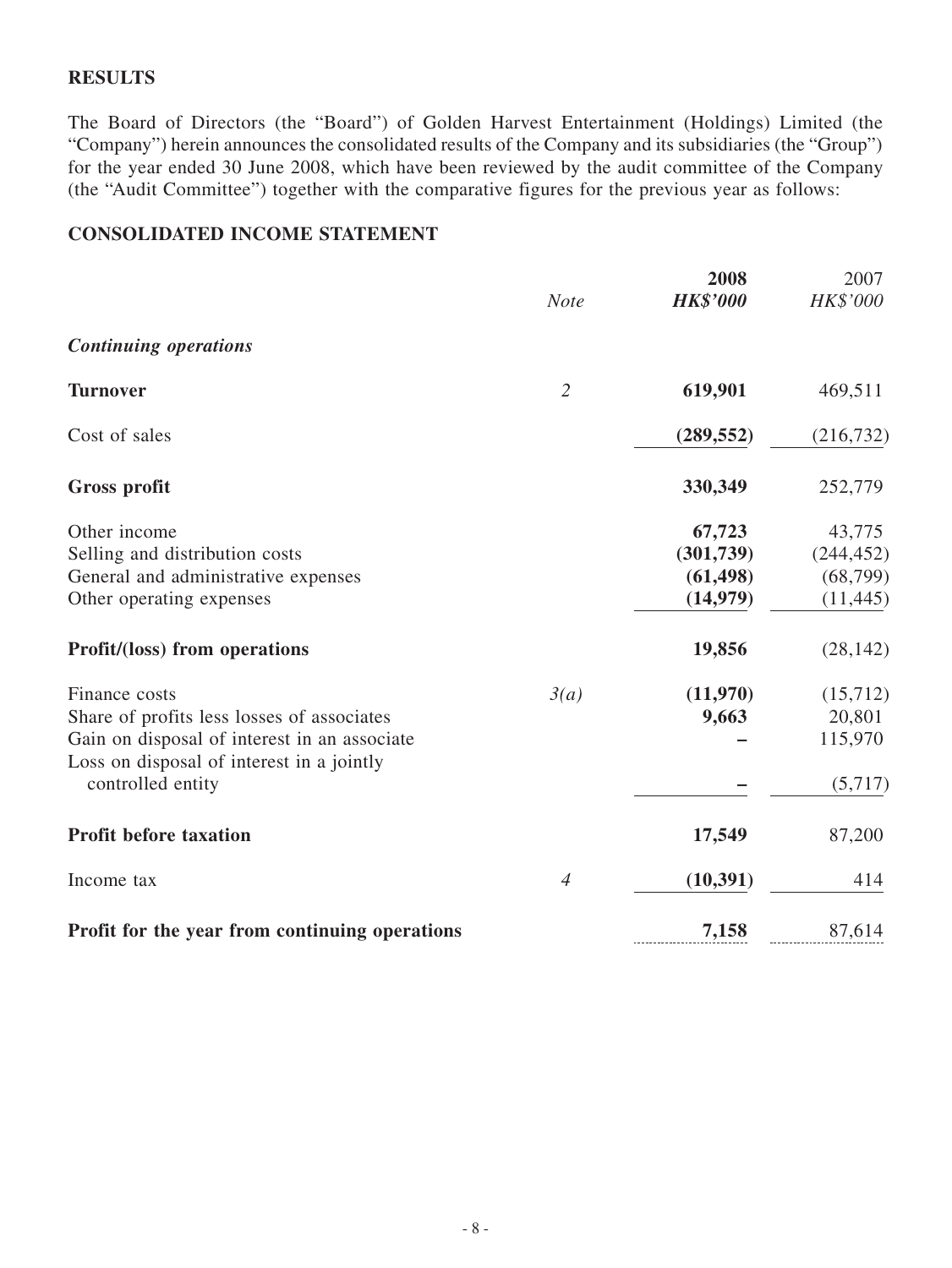## RESULTS

The Board of Directors (the "Board") of Golden Harvest Entertainment (Holdings) Limited (the "Company") herein announces the consolidated results of the Company and its subsidiaries (the "Group") for the year ended 30 June 2008, which have been reviewed by the audit committee of the Company (the "Audit Committee") together with the comparative figures for the previous year as follows:

## CONSOLIDATED INCOME STATEMENT

| | *Note* | **2008** | 2007 |
|---|---|---|---|
| | | ***HK$'000*** | *HK$'000* |
| ***Continuing operations*** | | | |
| **Turnover** | *2* | **619,901** | 469,511 |
| Cost of sales | | **(289,552)** | (216,732) |
| **Gross profit** | | **330,349** | 252,779 |
| Other income | | **67,723** | 43,775 |
| Selling and distribution costs | | **(301,739)** | (244,452) |
| General and administrative expenses | | **(61,498)** | (68,799) |
| Other operating expenses | | **(14,979)** | (11,445) |
| **Profit/(loss) from operations** | | **19,856** | (28,142) |
| Finance costs | *3(a)* | **(11,970)** | (15,712) |
| Share of profits less losses of associates | | **9,663** | 20,801 |
| Gain on disposal of interest in an associate | | **–** | 115,970 |
| Loss on disposal of interest in a jointly controlled entity | | **–** | (5,717) |
| **Profit before taxation** | | **17,549** | 87,200 |
| Income tax | *4* | **(10,391)** | 414 |
| **Profit for the year from continuing operations** | | **7,158** | 87,614 |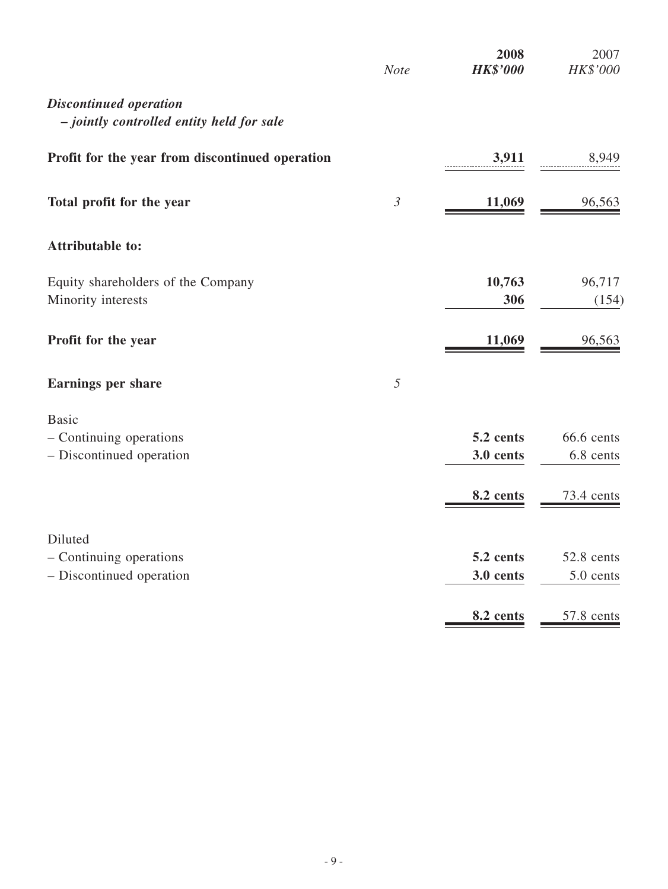|  | Note | 2008 HK$'000 | 2007 HK$'000 |
|---|---|---|---|
| ***Discontinued operation – jointly controlled entity held for sale*** |  |  |  |
| **Profit for the year from discontinued operation** |  | **3,911** | 8,949 |
| **Total profit for the year** | *3* | **11,069** | 96,563 |
| **Attributable to:** |  |  |  |
| Equity shareholders of the Company |  | **10,763** | 96,717 |
| Minority interests |  | **306** | (154) |
| **Profit for the year** |  | **11,069** | 96,563 |
| **Earnings per share** | *5* |  |  |
| Basic |  |  |  |
| – Continuing operations |  | **5.2 cents** | 66.6 cents |
| – Discontinued operation |  | **3.0 cents** | 6.8 cents |
|  |  | **8.2 cents** | 73.4 cents |
| Diluted |  |  |  |
| – Continuing operations |  | **5.2 cents** | 52.8 cents |
| – Discontinued operation |  | **3.0 cents** | 5.0 cents |
|  |  | **8.2 cents** | 57.8 cents |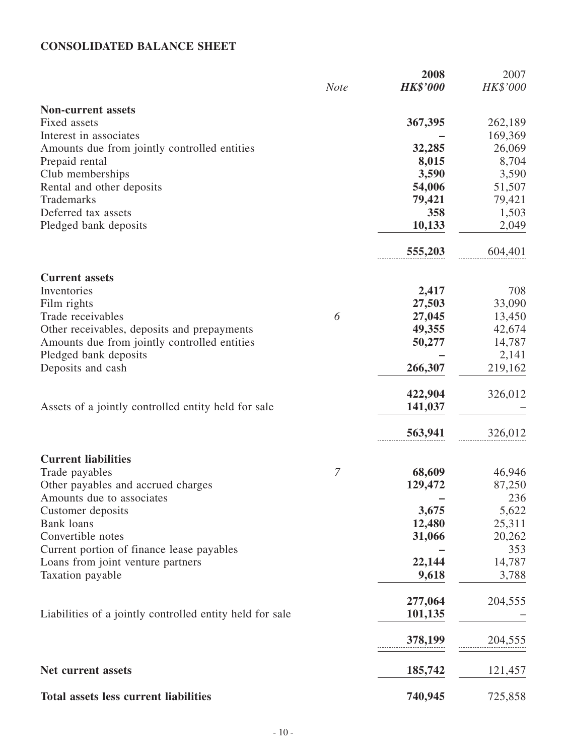# CONSOLIDATED BALANCE SHEET

| | *Note* | **2008** **HK$'000** | 2007 HK$'000 |
|---|---|---|---|
| **Non-current assets** | | | |
| Fixed assets | | **367,395** | 262,189 |
| Interest in associates | | **–** | 169,369 |
| Amounts due from jointly controlled entities | | **32,285** | 26,069 |
| Prepaid rental | | **8,015** | 8,704 |
| Club memberships | | **3,590** | 3,590 |
| Rental and other deposits | | **54,006** | 51,507 |
| Trademarks | | **79,421** | 79,421 |
| Deferred tax assets | | **358** | 1,503 |
| Pledged bank deposits | | **10,133** | 2,049 |
| | | **555,203** | 604,401 |
| **Current assets** | | | |
| Inventories | | **2,417** | 708 |
| Film rights | | **27,503** | 33,090 |
| Trade receivables | 6 | **27,045** | 13,450 |
| Other receivables, deposits and prepayments | | **49,355** | 42,674 |
| Amounts due from jointly controlled entities | | **50,277** | 14,787 |
| Pledged bank deposits | | **–** | 2,141 |
| Deposits and cash | | **266,307** | 219,162 |
| | | **422,904** | 326,012 |
| Assets of a jointly controlled entity held for sale | | **141,037** | – |
| | | **563,941** | 326,012 |
| **Current liabilities** | | | |
| Trade payables | 7 | **68,609** | 46,946 |
| Other payables and accrued charges | | **129,472** | 87,250 |
| Amounts due to associates | | **–** | 236 |
| Customer deposits | | **3,675** | 5,622 |
| Bank loans | | **12,480** | 25,311 |
| Convertible notes | | **31,066** | 20,262 |
| Current portion of finance lease payables | | **–** | 353 |
| Loans from joint venture partners | | **22,144** | 14,787 |
| Taxation payable | | **9,618** | 3,788 |
| | | **277,064** | 204,555 |
| Liabilities of a jointly controlled entity held for sale | | **101,135** | – |
| | | **378,199** | 204,555 |
| **Net current assets** | | **185,742** | 121,457 |
| **Total assets less current liabilities** | | **740,945** | 725,858 |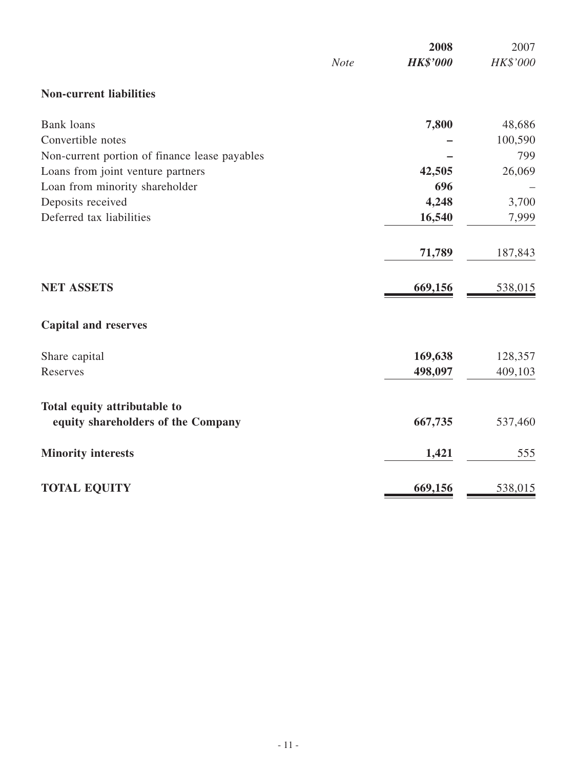| | Note | **2008** | 2007 |
|---|---|---|---|
| | | ***HK$'000*** | *HK$'000* |
| **Non-current liabilities** | | | |
| Bank loans | | **7,800** | 48,686 |
| Convertible notes | | **–** | 100,590 |
| Non-current portion of finance lease payables | | **–** | 799 |
| Loans from joint venture partners | | **42,505** | 26,069 |
| Loan from minority shareholder | | **696** | – |
| Deposits received | | **4,248** | 3,700 |
| Deferred tax liabilities | | **16,540** | 7,999 |
| | | **71,789** | 187,843 |
| **NET ASSETS** | | **669,156** | 538,015 |
| **Capital and reserves** | | | |
| Share capital | | **169,638** | 128,357 |
| Reserves | | **498,097** | 409,103 |
| **Total equity attributable to equity shareholders of the Company** | | **667,735** | 537,460 |
| **Minority interests** | | **1,421** | 555 |
| **TOTAL EQUITY** | | **669,156** | 538,015 |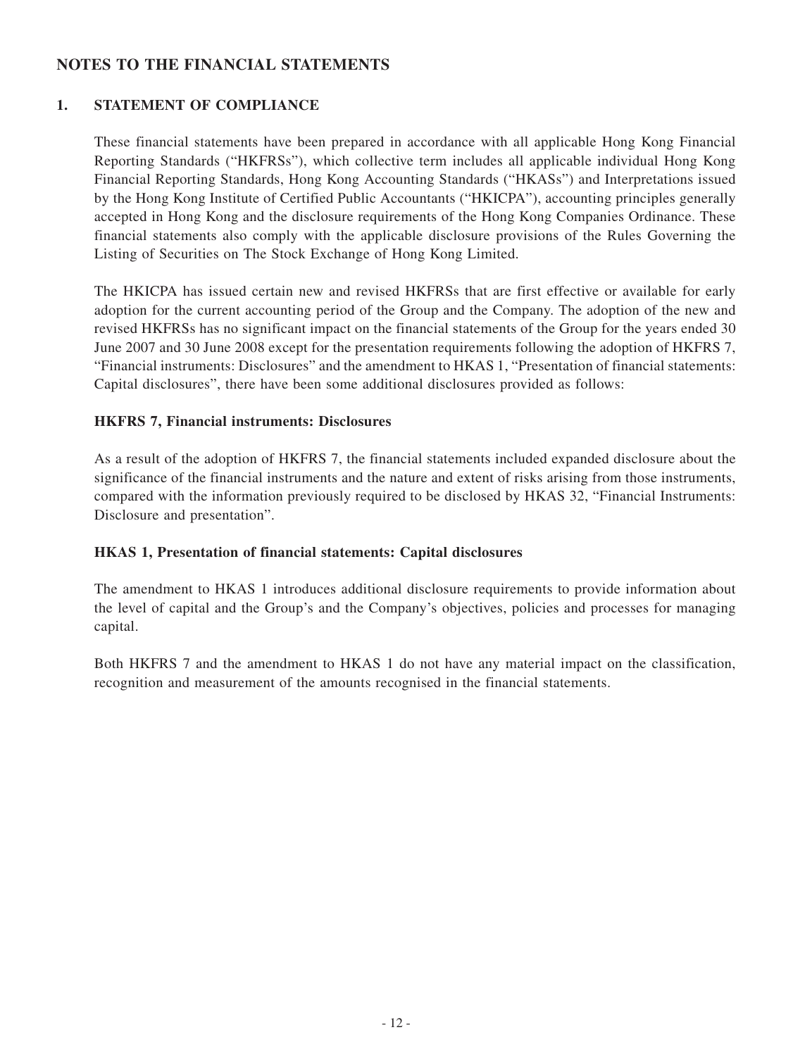## NOTES TO THE FINANCIAL STATEMENTS

### 1. STATEMENT OF COMPLIANCE

These financial statements have been prepared in accordance with all applicable Hong Kong Financial Reporting Standards ("HKFRSs"), which collective term includes all applicable individual Hong Kong Financial Reporting Standards, Hong Kong Accounting Standards ("HKASs") and Interpretations issued by the Hong Kong Institute of Certified Public Accountants ("HKICPA"), accounting principles generally accepted in Hong Kong and the disclosure requirements of the Hong Kong Companies Ordinance. These financial statements also comply with the applicable disclosure provisions of the Rules Governing the Listing of Securities on The Stock Exchange of Hong Kong Limited.

The HKICPA has issued certain new and revised HKFRSs that are first effective or available for early adoption for the current accounting period of the Group and the Company. The adoption of the new and revised HKFRSs has no significant impact on the financial statements of the Group for the years ended 30 June 2007 and 30 June 2008 except for the presentation requirements following the adoption of HKFRS 7, "Financial instruments: Disclosures" and the amendment to HKAS 1, "Presentation of financial statements: Capital disclosures", there have been some additional disclosures provided as follows:

**HKFRS 7, Financial instruments: Disclosures**

As a result of the adoption of HKFRS 7, the financial statements included expanded disclosure about the significance of the financial instruments and the nature and extent of risks arising from those instruments, compared with the information previously required to be disclosed by HKAS 32, "Financial Instruments: Disclosure and presentation".

**HKAS 1, Presentation of financial statements: Capital disclosures**

The amendment to HKAS 1 introduces additional disclosure requirements to provide information about the level of capital and the Group's and the Company's objectives, policies and processes for managing capital.

Both HKFRS 7 and the amendment to HKAS 1 do not have any material impact on the classification, recognition and measurement of the amounts recognised in the financial statements.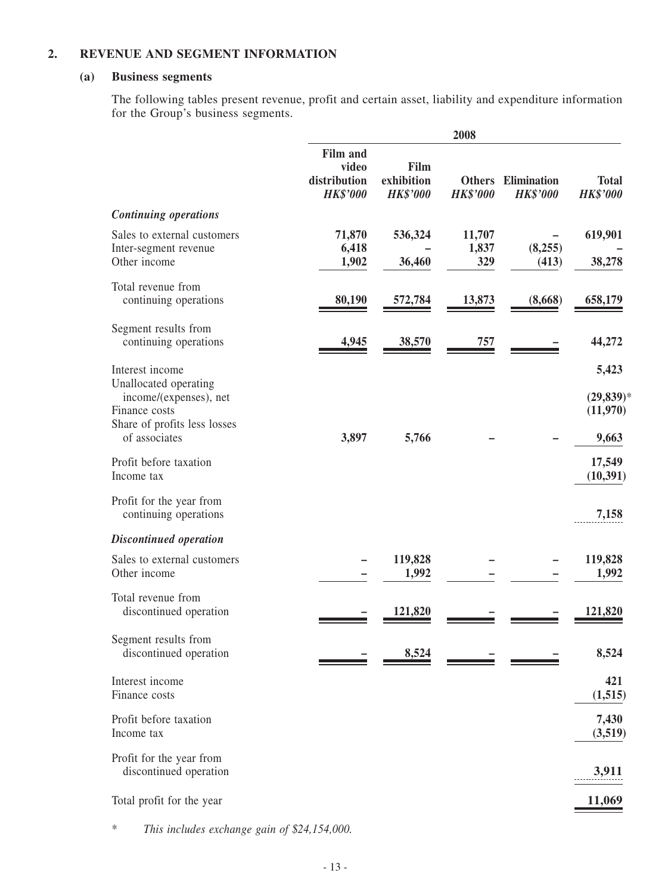## 2. REVENUE AND SEGMENT INFORMATION

### (a) Business segments

The following tables present revenue, profit and certain asset, liability and expenditure information for the Group's business segments.

| | 2008 | | | | |
|---|---|---|---|---|---|
| | **Film and video distribution** *HK$'000* | **Film exhibition** *HK$'000* | **Others** *HK$'000* | **Elimination** *HK$'000* | **Total** *HK$'000* |
| ***Continuing operations*** | | | | | |
| Sales to external customers | 71,870 | 536,324 | 11,707 | – | 619,901 |
| Inter-segment revenue | 6,418 | – | 1,837 | (8,255) | – |
| Other income | 1,902 | 36,460 | 329 | (413) | 38,278 |
| Total revenue from continuing operations | 80,190 | 572,784 | 13,873 | (8,668) | 658,179 |
| Segment results from continuing operations | 4,945 | 38,570 | 757 | – | 44,272 |
| Interest income | | | | | 5,423 |
| Unallocated operating income/(expenses), net | | | | | (29,839)* |
| Finance costs | | | | | (11,970) |
| Share of profits less losses of associates | 3,897 | 5,766 | – | – | 9,663 |
| Profit before taxation | | | | | 17,549 |
| Income tax | | | | | (10,391) |
| Profit for the year from continuing operations | | | | | 7,158 |
| ***Discontinued operation*** | | | | | |
| Sales to external customers | – | 119,828 | – | – | 119,828 |
| Other income | – | 1,992 | – | – | 1,992 |
| Total revenue from discontinued operation | – | 121,820 | – | – | 121,820 |
| Segment results from discontinued operation | – | 8,524 | – | – | 8,524 |
| Interest income | | | | | 421 |
| Finance costs | | | | | (1,515) |
| Profit before taxation | | | | | 7,430 |
| Income tax | | | | | (3,519) |
| Profit for the year from discontinued operation | | | | | 3,911 |
| Total profit for the year | | | | | 11,069 |

\* *This includes exchange gain of $24,154,000.*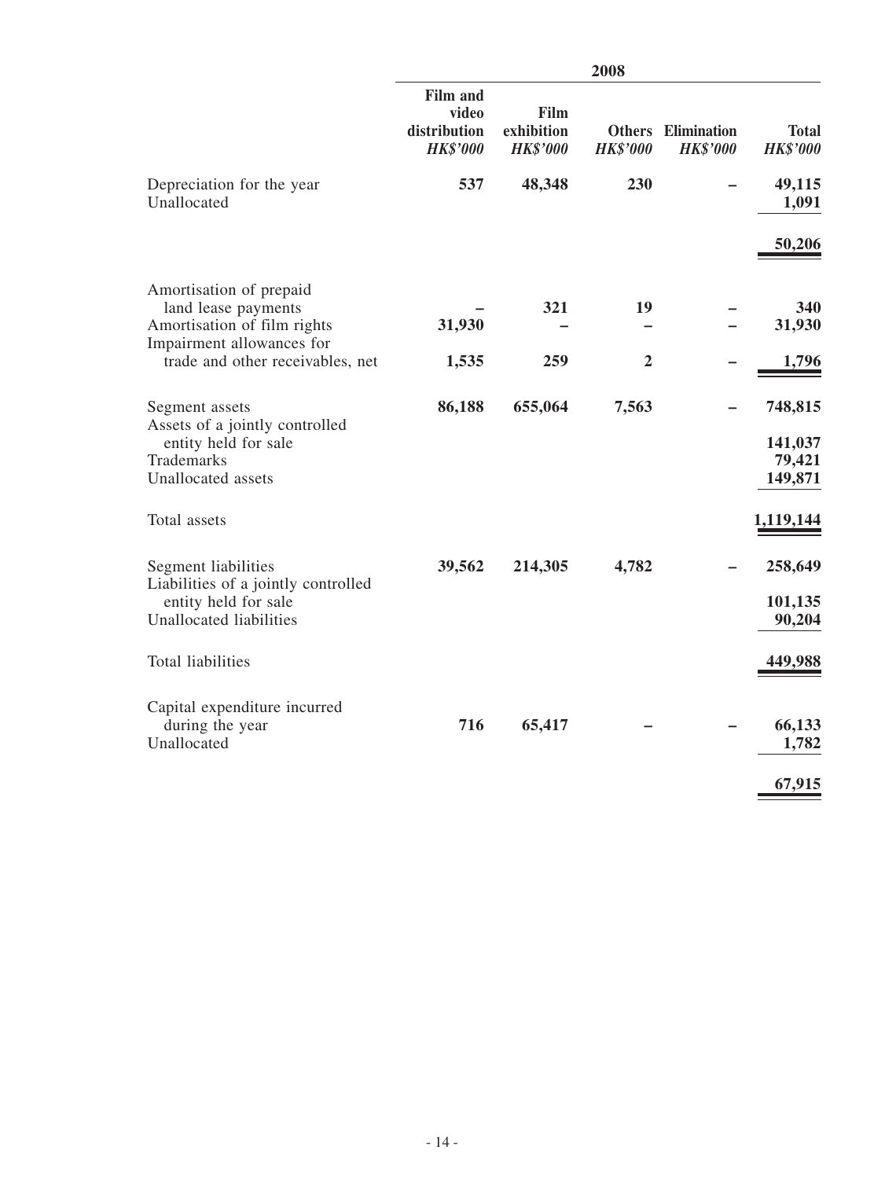| | 2008 | | | | |
|---|---|---|---|---|---|
| | **Film and video distribution** *HK$'000* | **Film exhibition** *HK$'000* | **Others** *HK$'000* | **Elimination** *HK$'000* | **Total** *HK$'000* |
| Depreciation for the year | **537** | **48,348** | **230** | **–** | **49,115** |
| Unallocated | | | | | **1,091** |
| | | | | | **50,206** |
| Amortisation of prepaid land lease payments | **–** | **321** | **19** | **–** | **340** |
| Amortisation of film rights | **31,930** | **–** | **–** | **–** | **31,930** |
| Impairment allowances for trade and other receivables, net | **1,535** | **259** | **2** | **–** | **1,796** |
| Segment assets | **86,188** | **655,064** | **7,563** | **–** | **748,815** |
| Assets of a jointly controlled entity held for sale | | | | | **141,037** |
| Trademarks | | | | | **79,421** |
| Unallocated assets | | | | | **149,871** |
| Total assets | | | | | **1,119,144** |
| Segment liabilities | **39,562** | **214,305** | **4,782** | **–** | **258,649** |
| Liabilities of a jointly controlled entity held for sale | | | | | **101,135** |
| Unallocated liabilities | | | | | **90,204** |
| Total liabilities | | | | | **449,988** |
| Capital expenditure incurred during the year | **716** | **65,417** | **–** | **–** | **66,133** |
| Unallocated | | | | | **1,782** |
| | | | | | **67,915** |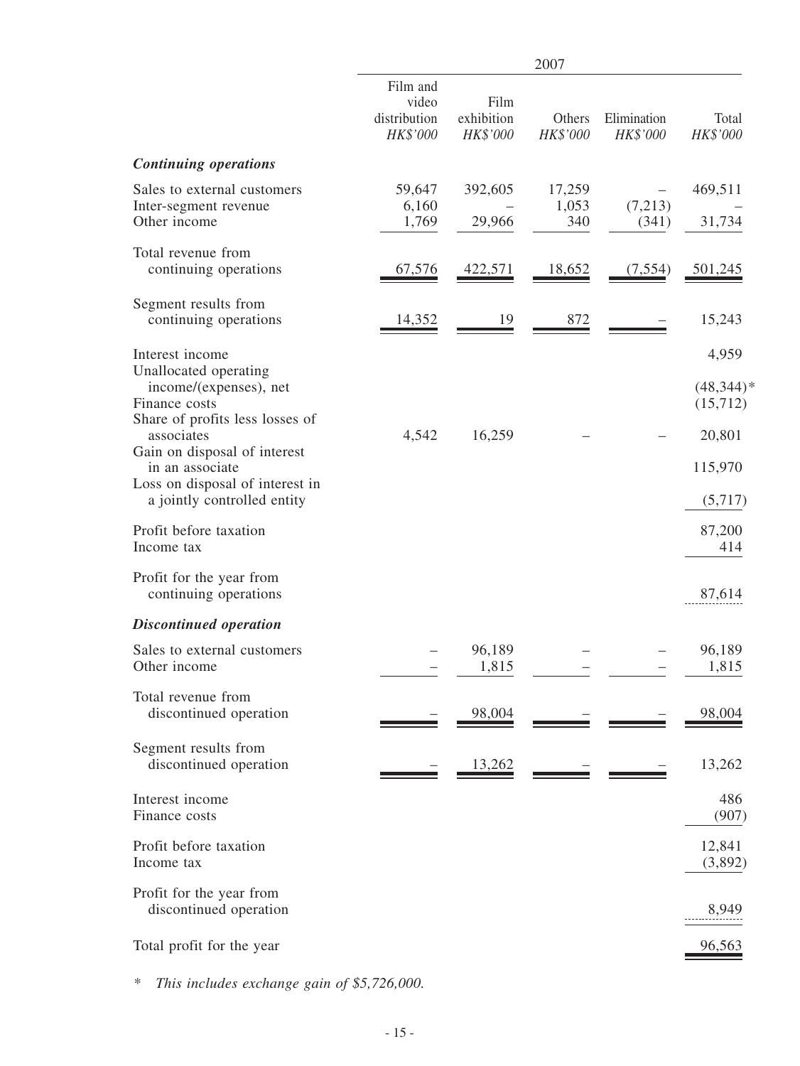| | 2007 | | | | |
|---|---|---|---|---|---|
| | Film and video distribution *HK$'000* | Film exhibition *HK$'000* | Others *HK$'000* | Elimination *HK$'000* | Total *HK$'000* |
| ***Continuing operations*** | | | | | |
| Sales to external customers | 59,647 | 392,605 | 17,259 | – | 469,511 |
| Inter-segment revenue | 6,160 | – | 1,053 | (7,213) | – |
| Other income | 1,769 | 29,966 | 340 | (341) | 31,734 |
| Total revenue from continuing operations | 67,576 | 422,571 | 18,652 | (7,554) | 501,245 |
| Segment results from continuing operations | 14,352 | 19 | 872 | – | 15,243 |
| Interest income | | | | | 4,959 |
| Unallocated operating income/(expenses), net | | | | | (48,344)* |
| Finance costs | | | | | (15,712) |
| Share of profits less losses of associates | 4,542 | 16,259 | – | – | 20,801 |
| Gain on disposal of interest in an associate | | | | | 115,970 |
| Loss on disposal of interest in a jointly controlled entity | | | | | (5,717) |
| Profit before taxation | | | | | 87,200 |
| Income tax | | | | | 414 |
| Profit for the year from continuing operations | | | | | 87,614 |
| ***Discontinued operation*** | | | | | |
| Sales to external customers | – | 96,189 | – | – | 96,189 |
| Other income | – | 1,815 | – | – | 1,815 |
| Total revenue from discontinued operation | – | 98,004 | – | – | 98,004 |
| Segment results from discontinued operation | – | 13,262 | – | – | 13,262 |
| Interest income | | | | | 486 |
| Finance costs | | | | | (907) |
| Profit before taxation | | | | | 12,841 |
| Income tax | | | | | (3,892) |
| Profit for the year from discontinued operation | | | | | 8,949 |
| Total profit for the year | | | | | 96,563 |

\* *This includes exchange gain of $5,726,000.*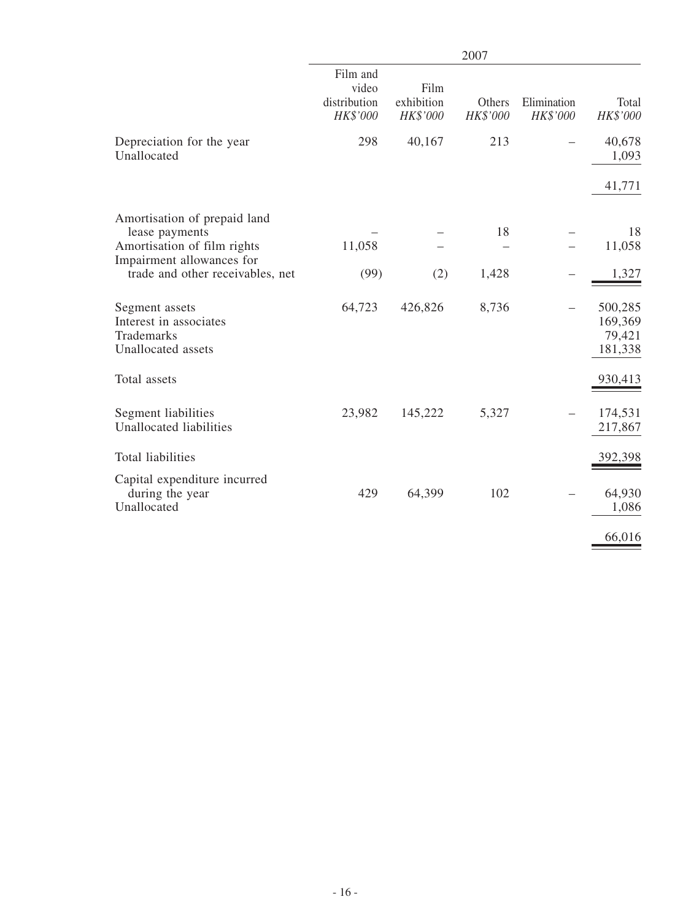| | 2007 | | | | |
|---|---|---|---|---|---|
| | Film and video distribution *HK$'000* | Film exhibition *HK$'000* | Others *HK$'000* | Elimination *HK$'000* | Total *HK$'000* |
| Depreciation for the year | 298 | 40,167 | 213 | – | 40,678 |
| Unallocated | | | | | 1,093 |
| | | | | | 41,771 |
| Amortisation of prepaid land lease payments | – | – | 18 | – | 18 |
| Amortisation of film rights | 11,058 | – | – | – | 11,058 |
| Impairment allowances for trade and other receivables, net | (99) | (2) | 1,428 | – | 1,327 |
| Segment assets | 64,723 | 426,826 | 8,736 | – | 500,285 |
| Interest in associates | | | | | 169,369 |
| Trademarks | | | | | 79,421 |
| Unallocated assets | | | | | 181,338 |
| Total assets | | | | | 930,413 |
| Segment liabilities | 23,982 | 145,222 | 5,327 | – | 174,531 |
| Unallocated liabilities | | | | | 217,867 |
| Total liabilities | | | | | 392,398 |
| Capital expenditure incurred during the year | 429 | 64,399 | 102 | – | 64,930 |
| Unallocated | | | | | 1,086 |
| | | | | | 66,016 |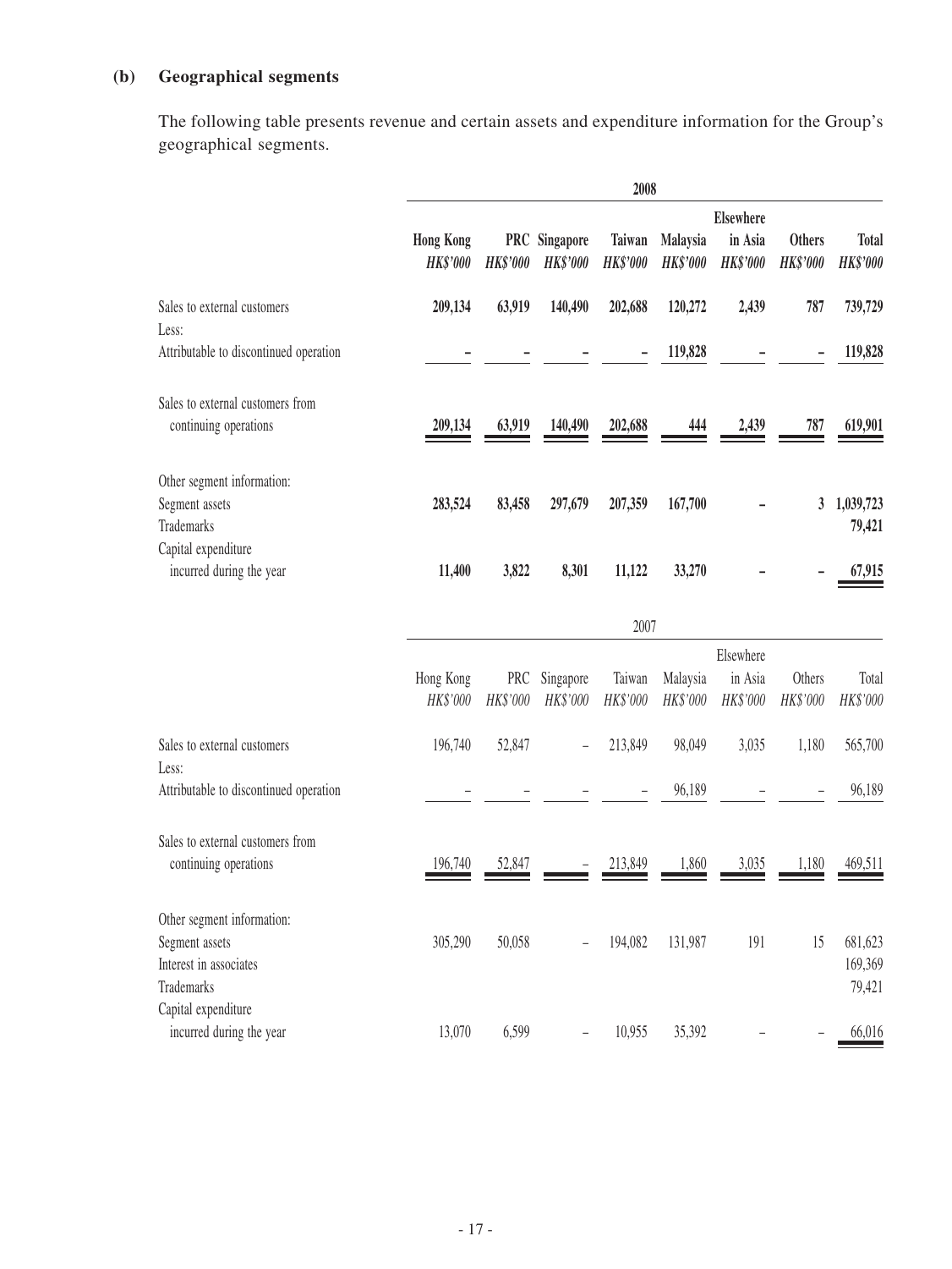**(b) Geographical segments**

The following table presents revenue and certain assets and expenditure information for the Group's geographical segments.

| | **2008** | | | | | | | |
|---|---|---|---|---|---|---|---|---|
| | **Hong Kong** | **PRC** | **Singapore** | **Taiwan** | **Malaysia** | **Elsewhere in Asia** | **Others** | **Total** |
| | ***HK$'000*** | ***HK$'000*** | ***HK$'000*** | ***HK$'000*** | ***HK$'000*** | ***HK$'000*** | ***HK$'000*** | ***HK$'000*** |
| Sales to external customers | **209,134** | **63,919** | **140,490** | **202,688** | **120,272** | **2,439** | **787** | **739,729** |
| Less: | | | | | | | | |
| Attributable to discontinued operation | **–** | **–** | **–** | **–** | **119,828** | **–** | **–** | **119,828** |
| Sales to external customers from continuing operations | **209,134** | **63,919** | **140,490** | **202,688** | **444** | **2,439** | **787** | **619,901** |
| Other segment information: | | | | | | | | |
| Segment assets | **283,524** | **83,458** | **297,679** | **207,359** | **167,700** | **–** | **3** | **1,039,723** |
| Trademarks | | | | | | | | **79,421** |
| Capital expenditure incurred during the year | **11,400** | **3,822** | **8,301** | **11,122** | **33,270** | **–** | **–** | **67,915** |

| | 2007 | | | | | | | |
|---|---|---|---|---|---|---|---|---|
| | Hong Kong | PRC | Singapore | Taiwan | Malaysia | Elsewhere in Asia | Others | Total |
| | *HK$'000* | *HK$'000* | *HK$'000* | *HK$'000* | *HK$'000* | *HK$'000* | *HK$'000* | *HK$'000* |
| Sales to external customers | 196,740 | 52,847 | – | 213,849 | 98,049 | 3,035 | 1,180 | 565,700 |
| Less: | | | | | | | | |
| Attributable to discontinued operation | – | – | – | – | 96,189 | – | – | 96,189 |
| Sales to external customers from continuing operations | 196,740 | 52,847 | – | 213,849 | 1,860 | 3,035 | 1,180 | 469,511 |
| Other segment information: | | | | | | | | |
| Segment assets | 305,290 | 50,058 | – | 194,082 | 131,987 | 191 | 15 | 681,623 |
| Interest in associates | | | | | | | | 169,369 |
| Trademarks | | | | | | | | 79,421 |
| Capital expenditure incurred during the year | 13,070 | 6,599 | – | 10,955 | 35,392 | – | – | 66,016 |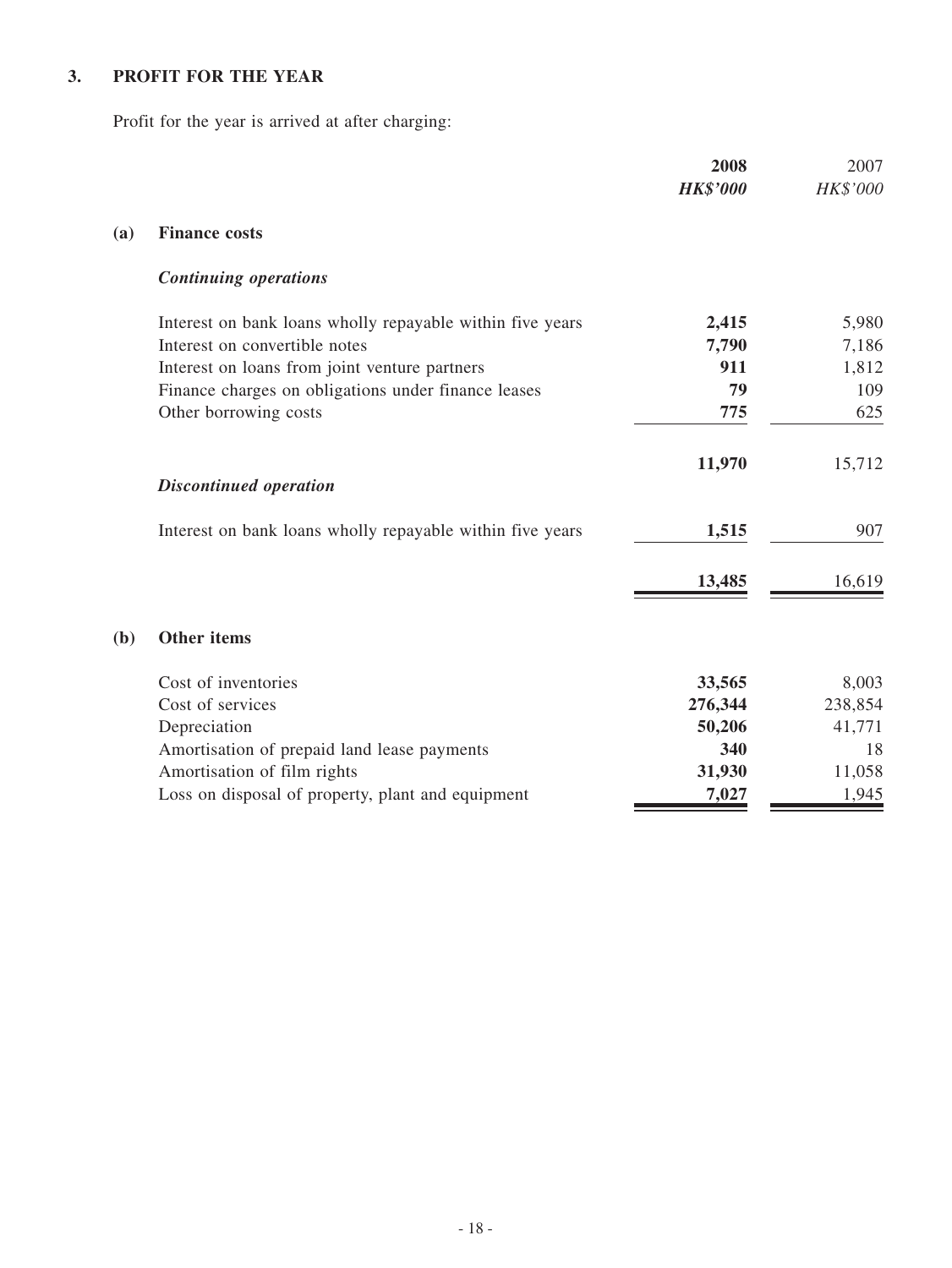## 3. PROFIT FOR THE YEAR

Profit for the year is arrived at after charging:

| | | 2008<br>*HK$'000* | 2007<br>*HK$'000* |
|---|---|---|---|
| **(a)** | **Finance costs** | | |
| | ***Continuing operations*** | | |
| | Interest on bank loans wholly repayable within five years | **2,415** | 5,980 |
| | Interest on convertible notes | **7,790** | 7,186 |
| | Interest on loans from joint venture partners | **911** | 1,812 |
| | Finance charges on obligations under finance leases | **79** | 109 |
| | Other borrowing costs | **775** | 625 |
| | | **11,970** | 15,712 |
| | ***Discontinued operation*** | | |
| | Interest on bank loans wholly repayable within five years | **1,515** | 907 |
| | | **13,485** | 16,619 |
| **(b)** | **Other items** | | |
| | Cost of inventories | **33,565** | 8,003 |
| | Cost of services | **276,344** | 238,854 |
| | Depreciation | **50,206** | 41,771 |
| | Amortisation of prepaid land lease payments | **340** | 18 |
| | Amortisation of film rights | **31,930** | 11,058 |
| | Loss on disposal of property, plant and equipment | **7,027** | 1,945 |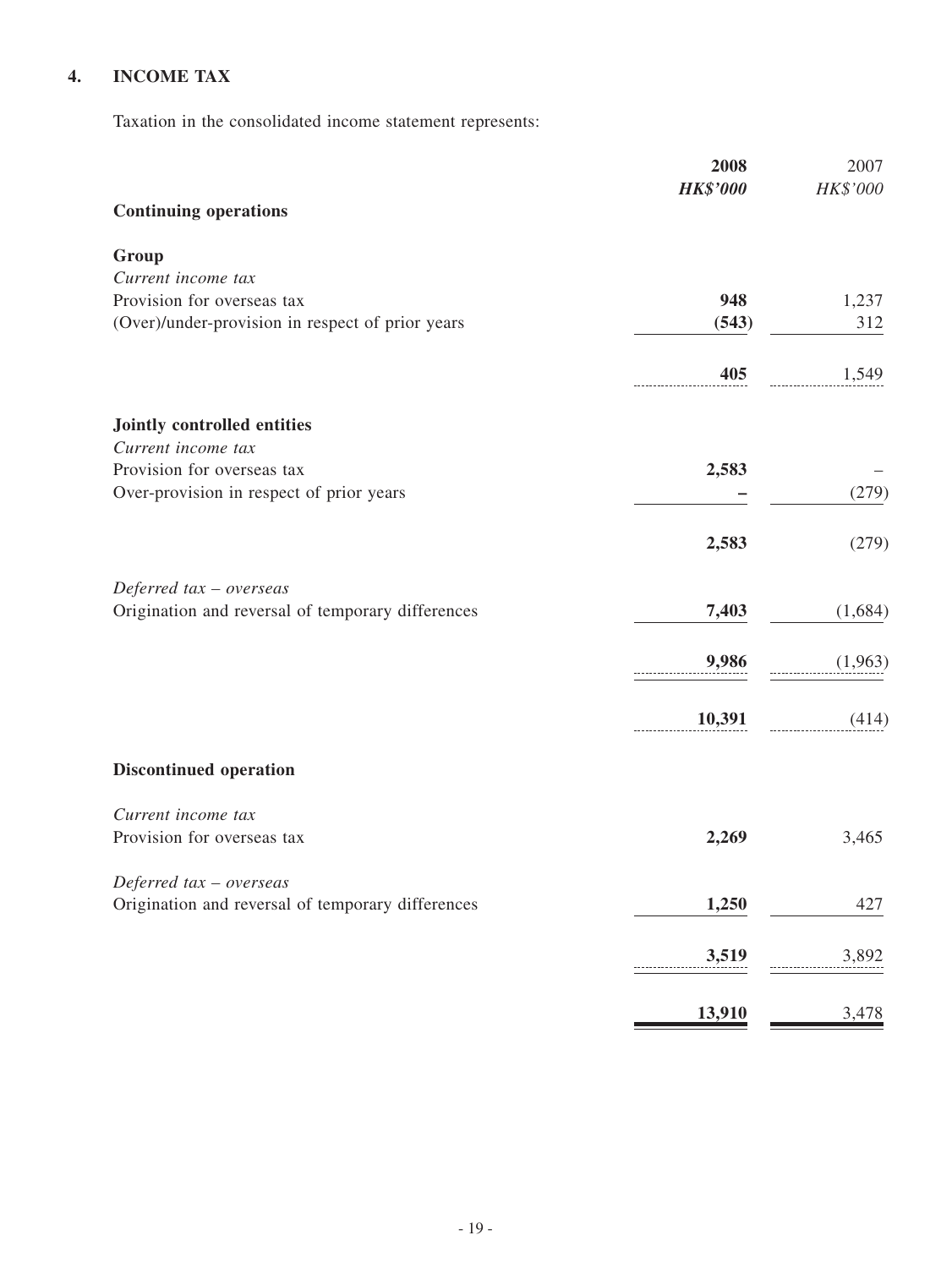## 4. INCOME TAX

Taxation in the consolidated income statement represents:

| | **2008** | 2007 |
|---|---|---|
| | ***HK$'000*** | *HK$'000* |
| **Continuing operations** | | |
| **Group** | | |
| *Current income tax* | | |
| Provision for overseas tax | **948** | 1,237 |
| (Over)/under-provision in respect of prior years | **(543)** | 312 |
| | **405** | 1,549 |
| **Jointly controlled entities** | | |
| *Current income tax* | | |
| Provision for overseas tax | **2,583** | – |
| Over-provision in respect of prior years | **–** | (279) |
| | **2,583** | (279) |
| *Deferred tax – overseas* | | |
| Origination and reversal of temporary differences | **7,403** | (1,684) |
| | **9,986** | (1,963) |
| | **10,391** | (414) |
| **Discontinued operation** | | |
| *Current income tax* | | |
| Provision for overseas tax | **2,269** | 3,465 |
| *Deferred tax – overseas* | | |
| Origination and reversal of temporary differences | **1,250** | 427 |
| | **3,519** | 3,892 |
| | **13,910** | 3,478 |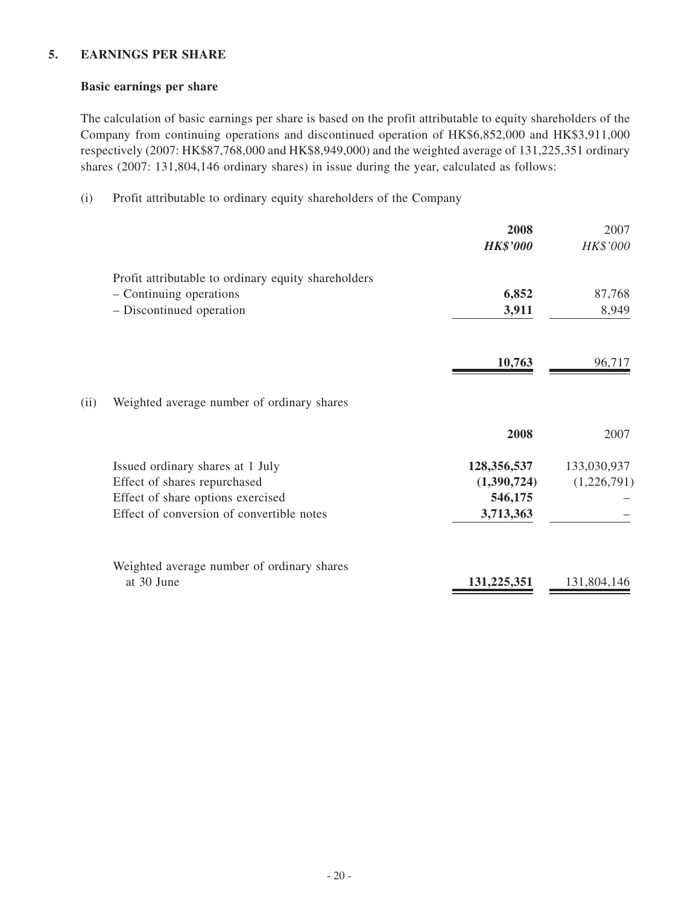## 5. EARNINGS PER SHARE

### Basic earnings per share

The calculation of basic earnings per share is based on the profit attributable to equity shareholders of the Company from continuing operations and discontinued operation of HK$6,852,000 and HK$3,911,000 respectively (2007: HK$87,768,000 and HK$8,949,000) and the weighted average of 131,225,351 ordinary shares (2007: 131,804,146 ordinary shares) in issue during the year, calculated as follows:

(i) Profit attributable to ordinary equity shareholders of the Company

| | **2008** | 2007 |
|---|---|---|
| | ***HK$'000*** | *HK$'000* |
| Profit attributable to ordinary equity shareholders | | |
| – Continuing operations | **6,852** | 87,768 |
| – Discontinued operation | **3,911** | 8,949 |
| | **10,763** | 96,717 |

(ii) Weighted average number of ordinary shares

| | **2008** | 2007 |
|---|---|---|
| Issued ordinary shares at 1 July | **128,356,537** | 133,030,937 |
| Effect of shares repurchased | **(1,390,724)** | (1,226,791) |
| Effect of share options exercised | **546,175** | – |
| Effect of conversion of convertible notes | **3,713,363** | – |
| Weighted average number of ordinary shares at 30 June | **131,225,351** | 131,804,146 |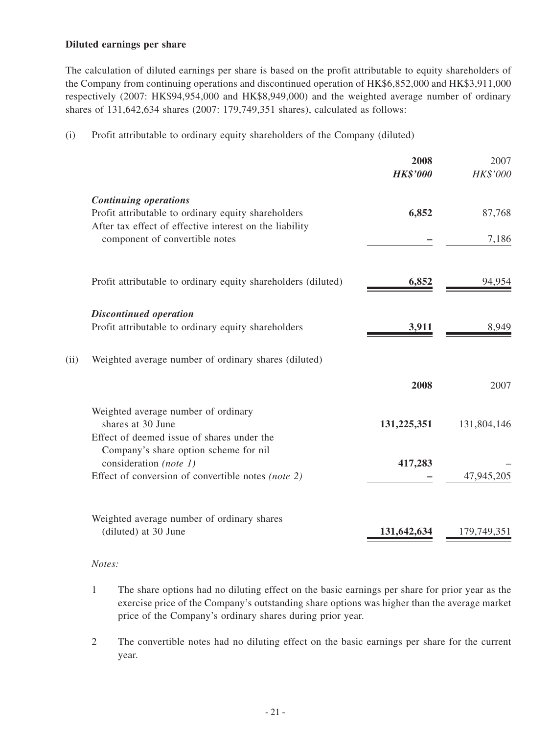**Diluted earnings per share**

The calculation of diluted earnings per share is based on the profit attributable to equity shareholders of the Company from continuing operations and discontinued operation of HK$6,852,000 and HK$3,911,000 respectively (2007: HK$94,954,000 and HK$8,949,000) and the weighted average number of ordinary shares of 131,642,634 shares (2007: 179,749,351 shares), calculated as follows:

(i) Profit attributable to ordinary equity shareholders of the Company (diluted)

| | **2008** | 2007 |
|---|---|---|
| | ***HK$'000*** | *HK$'000* |
| ***Continuing operations*** | | |
| Profit attributable to ordinary equity shareholders | **6,852** | 87,768 |
| After tax effect of effective interest on the liability component of convertible notes | **–** | 7,186 |
| Profit attributable to ordinary equity shareholders (diluted) | **6,852** | 94,954 |
| ***Discontinued operation*** | | |
| Profit attributable to ordinary equity shareholders | **3,911** | 8,949 |

(ii) Weighted average number of ordinary shares (diluted)

| | **2008** | 2007 |
|---|---|---|
| Weighted average number of ordinary shares at 30 June | **131,225,351** | 131,804,146 |
| Effect of deemed issue of shares under the Company's share option scheme for nil consideration *(note 1)* | **417,283** | – |
| Effect of conversion of convertible notes *(note 2)* | **–** | 47,945,205 |
| Weighted average number of ordinary shares (diluted) at 30 June | **131,642,634** | 179,749,351 |

*Notes:*

1. The share options had no diluting effect on the basic earnings per share for prior year as the exercise price of the Company's outstanding share options was higher than the average market price of the Company's ordinary shares during prior year.

2. The convertible notes had no diluting effect on the basic earnings per share for the current year.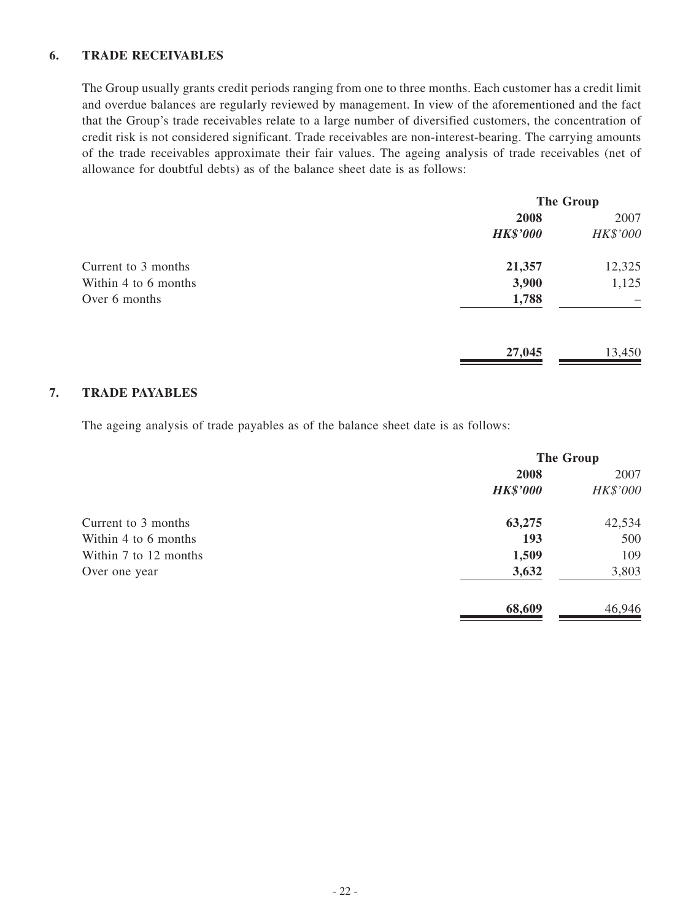## 6. TRADE RECEIVABLES

The Group usually grants credit periods ranging from one to three months. Each customer has a credit limit and overdue balances are regularly reviewed by management. In view of the aforementioned and the fact that the Group's trade receivables relate to a large number of diversified customers, the concentration of credit risk is not considered significant. Trade receivables are non-interest-bearing. The carrying amounts of the trade receivables approximate their fair values. The ageing analysis of trade receivables (net of allowance for doubtful debts) as of the balance sheet date is as follows:

| | The Group | |
|---|---|---|
| | **2008** | 2007 |
| | ***HK$'000*** | *HK$'000* |
| Current to 3 months | **21,357** | 12,325 |
| Within 4 to 6 months | **3,900** | 1,125 |
| Over 6 months | **1,788** | – |
| | **27,045** | 13,450 |

## 7. TRADE PAYABLES

The ageing analysis of trade payables as of the balance sheet date is as follows:

| | The Group | |
|---|---|---|
| | **2008** | 2007 |
| | ***HK$'000*** | *HK$'000* |
| Current to 3 months | **63,275** | 42,534 |
| Within 4 to 6 months | **193** | 500 |
| Within 7 to 12 months | **1,509** | 109 |
| Over one year | **3,632** | 3,803 |
| | **68,609** | 46,946 |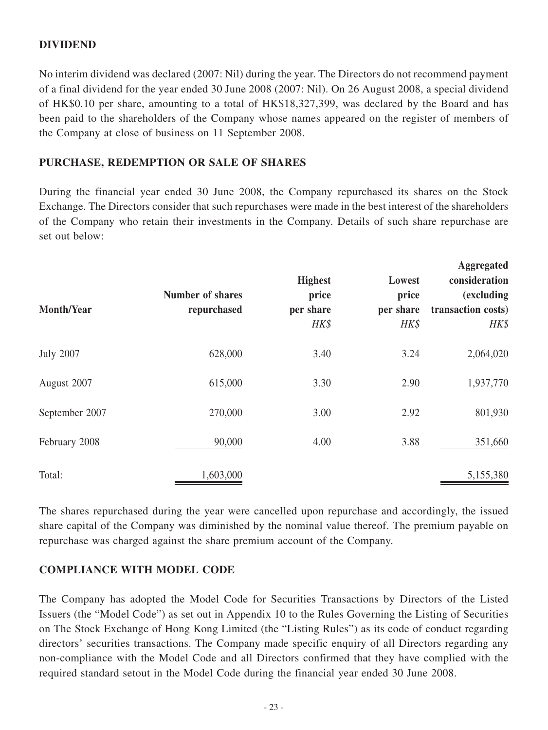## DIVIDEND

No interim dividend was declared (2007: Nil) during the year. The Directors do not recommend payment of a final dividend for the year ended 30 June 2008 (2007: Nil). On 26 August 2008, a special dividend of HK$0.10 per share, amounting to a total of HK$18,327,399, was declared by the Board and has been paid to the shareholders of the Company whose names appeared on the register of members of the Company at close of business on 11 September 2008.

## PURCHASE, REDEMPTION OR SALE OF SHARES

During the financial year ended 30 June 2008, the Company repurchased its shares on the Stock Exchange. The Directors consider that such repurchases were made in the best interest of the shareholders of the Company who retain their investments in the Company. Details of such share repurchase are set out below:

| Month/Year | Number of shares repurchased | Highest price per share | Lowest price per share | Aggregated consideration (excluding transaction costs) |
|---|---|---|---|---|
| | | *HK$* | *HK$* | *HK$* |
| July 2007 | 628,000 | 3.40 | 3.24 | 2,064,020 |
| August 2007 | 615,000 | 3.30 | 2.90 | 1,937,770 |
| September 2007 | 270,000 | 3.00 | 2.92 | 801,930 |
| February 2008 | 90,000 | 4.00 | 3.88 | 351,660 |
| Total: | 1,603,000 | | | 5,155,380 |

The shares repurchased during the year were cancelled upon repurchase and accordingly, the issued share capital of the Company was diminished by the nominal value thereof. The premium payable on repurchase was charged against the share premium account of the Company.

## COMPLIANCE WITH MODEL CODE

The Company has adopted the Model Code for Securities Transactions by Directors of the Listed Issuers (the "Model Code") as set out in Appendix 10 to the Rules Governing the Listing of Securities on The Stock Exchange of Hong Kong Limited (the "Listing Rules") as its code of conduct regarding directors' securities transactions. The Company made specific enquiry of all Directors regarding any non-compliance with the Model Code and all Directors confirmed that they have complied with the required standard setout in the Model Code during the financial year ended 30 June 2008.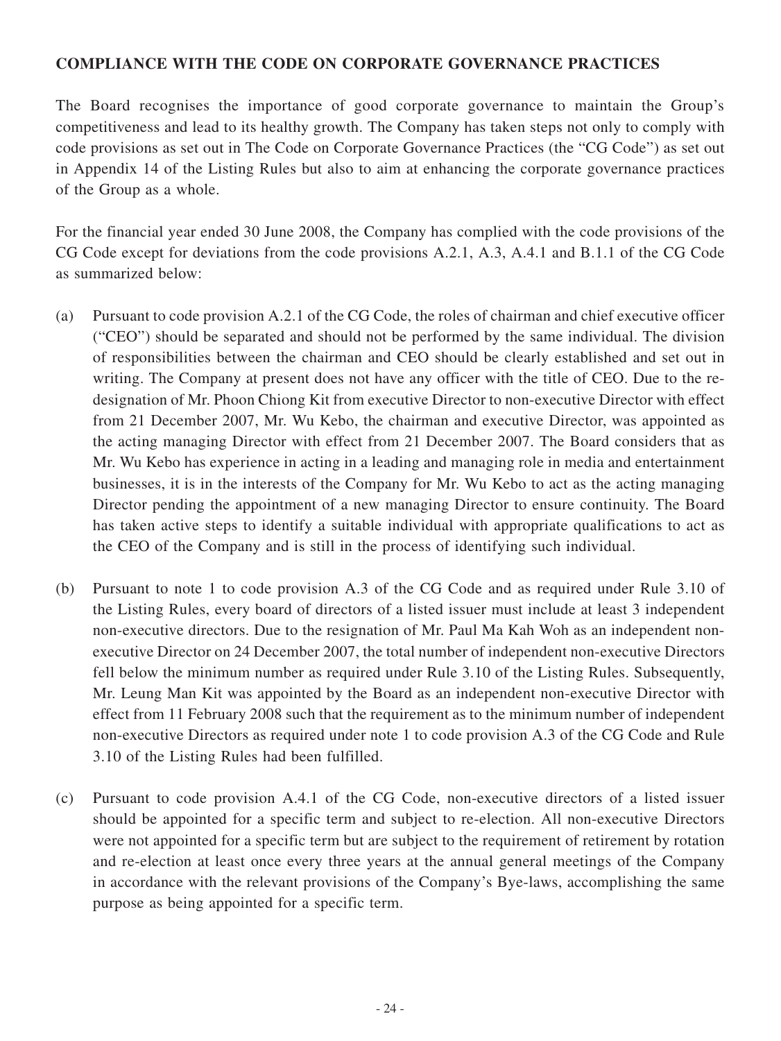**COMPLIANCE WITH THE CODE ON CORPORATE GOVERNANCE PRACTICES**

The Board recognises the importance of good corporate governance to maintain the Group's competitiveness and lead to its healthy growth. The Company has taken steps not only to comply with code provisions as set out in The Code on Corporate Governance Practices (the "CG Code") as set out in Appendix 14 of the Listing Rules but also to aim at enhancing the corporate governance practices of the Group as a whole.

For the financial year ended 30 June 2008, the Company has complied with the code provisions of the CG Code except for deviations from the code provisions A.2.1, A.3, A.4.1 and B.1.1 of the CG Code as summarized below:

(a) Pursuant to code provision A.2.1 of the CG Code, the roles of chairman and chief executive officer ("CEO") should be separated and should not be performed by the same individual. The division of responsibilities between the chairman and CEO should be clearly established and set out in writing. The Company at present does not have any officer with the title of CEO. Due to the re-designation of Mr. Phoon Chiong Kit from executive Director to non-executive Director with effect from 21 December 2007, Mr. Wu Kebo, the chairman and executive Director, was appointed as the acting managing Director with effect from 21 December 2007. The Board considers that as Mr. Wu Kebo has experience in acting in a leading and managing role in media and entertainment businesses, it is in the interests of the Company for Mr. Wu Kebo to act as the acting managing Director pending the appointment of a new managing Director to ensure continuity. The Board has taken active steps to identify a suitable individual with appropriate qualifications to act as the CEO of the Company and is still in the process of identifying such individual.

(b) Pursuant to note 1 to code provision A.3 of the CG Code and as required under Rule 3.10 of the Listing Rules, every board of directors of a listed issuer must include at least 3 independent non-executive directors. Due to the resignation of Mr. Paul Ma Kah Woh as an independent non-executive Director on 24 December 2007, the total number of independent non-executive Directors fell below the minimum number as required under Rule 3.10 of the Listing Rules. Subsequently, Mr. Leung Man Kit was appointed by the Board as an independent non-executive Director with effect from 11 February 2008 such that the requirement as to the minimum number of independent non-executive Directors as required under note 1 to code provision A.3 of the CG Code and Rule 3.10 of the Listing Rules had been fulfilled.

(c) Pursuant to code provision A.4.1 of the CG Code, non-executive directors of a listed issuer should be appointed for a specific term and subject to re-election. All non-executive Directors were not appointed for a specific term but are subject to the requirement of retirement by rotation and re-election at least once every three years at the annual general meetings of the Company in accordance with the relevant provisions of the Company's Bye-laws, accomplishing the same purpose as being appointed for a specific term.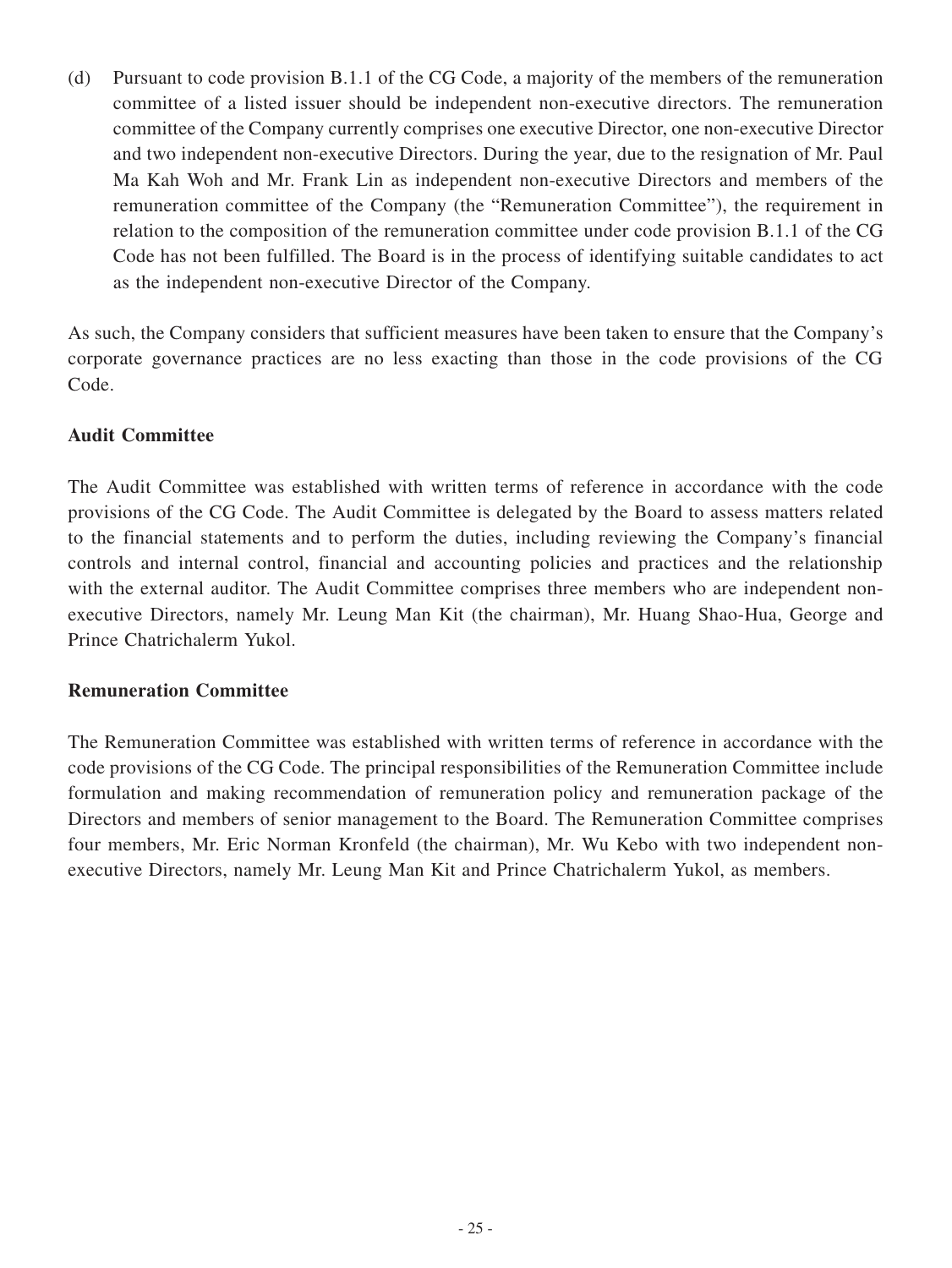(d) Pursuant to code provision B.1.1 of the CG Code, a majority of the members of the remuneration committee of a listed issuer should be independent non-executive directors. The remuneration committee of the Company currently comprises one executive Director, one non-executive Director and two independent non-executive Directors. During the year, due to the resignation of Mr. Paul Ma Kah Woh and Mr. Frank Lin as independent non-executive Directors and members of the remuneration committee of the Company (the "Remuneration Committee"), the requirement in relation to the composition of the remuneration committee under code provision B.1.1 of the CG Code has not been fulfilled. The Board is in the process of identifying suitable candidates to act as the independent non-executive Director of the Company.

As such, the Company considers that sufficient measures have been taken to ensure that the Company's corporate governance practices are no less exacting than those in the code provisions of the CG Code.

**Audit Committee**

The Audit Committee was established with written terms of reference in accordance with the code provisions of the CG Code. The Audit Committee is delegated by the Board to assess matters related to the financial statements and to perform the duties, including reviewing the Company's financial controls and internal control, financial and accounting policies and practices and the relationship with the external auditor. The Audit Committee comprises three members who are independent non-executive Directors, namely Mr. Leung Man Kit (the chairman), Mr. Huang Shao-Hua, George and Prince Chatrichalerm Yukol.

**Remuneration Committee**

The Remuneration Committee was established with written terms of reference in accordance with the code provisions of the CG Code. The principal responsibilities of the Remuneration Committee include formulation and making recommendation of remuneration policy and remuneration package of the Directors and members of senior management to the Board. The Remuneration Committee comprises four members, Mr. Eric Norman Kronfeld (the chairman), Mr. Wu Kebo with two independent non-executive Directors, namely Mr. Leung Man Kit and Prince Chatrichalerm Yukol, as members.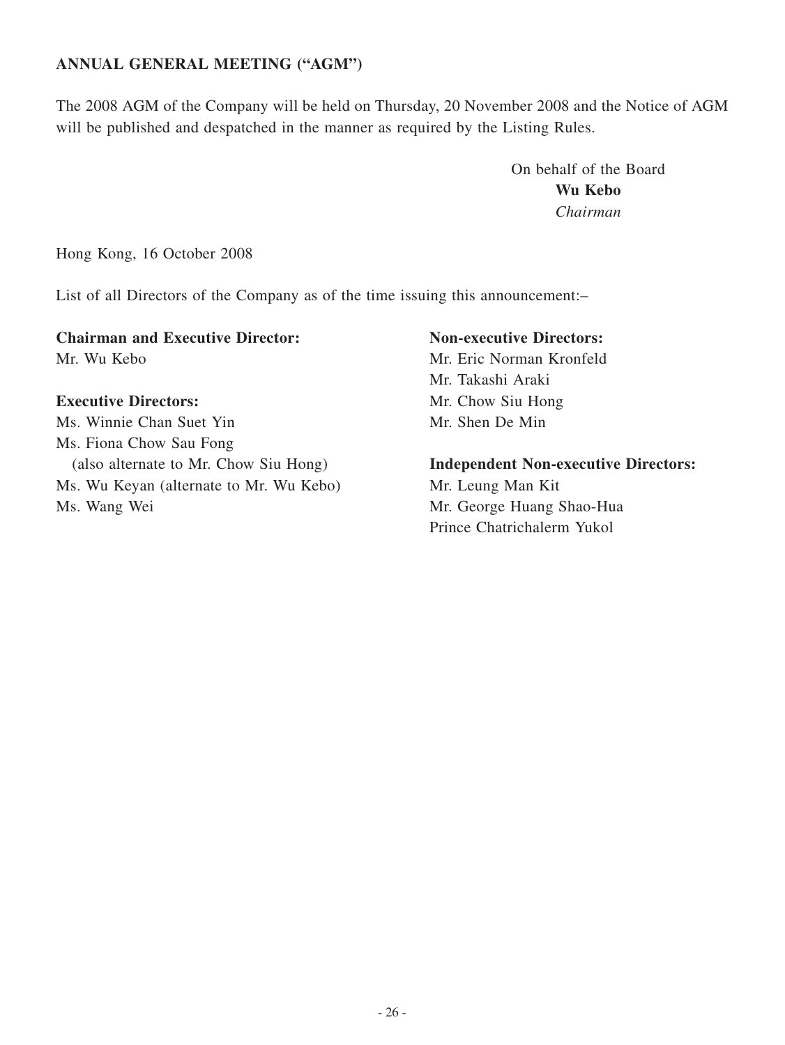**ANNUAL GENERAL MEETING ("AGM")**

The 2008 AGM of the Company will be held on Thursday, 20 November 2008 and the Notice of AGM will be published and despatched in the manner as required by the Listing Rules.

On behalf of the Board
**Wu Kebo**
*Chairman*

Hong Kong, 16 October 2008

List of all Directors of the Company as of the time issuing this announcement:–

**Chairman and Executive Director:**
Mr. Wu Kebo

**Executive Directors:**
Ms. Winnie Chan Suet Yin
Ms. Fiona Chow Sau Fong
(also alternate to Mr. Chow Siu Hong)
Ms. Wu Keyan (alternate to Mr. Wu Kebo)
Ms. Wang Wei

**Non-executive Directors:**
Mr. Eric Norman Kronfeld
Mr. Takashi Araki
Mr. Chow Siu Hong
Mr. Shen De Min

**Independent Non-executive Directors:**
Mr. Leung Man Kit
Mr. George Huang Shao-Hua
Prince Chatrichalerm Yukol